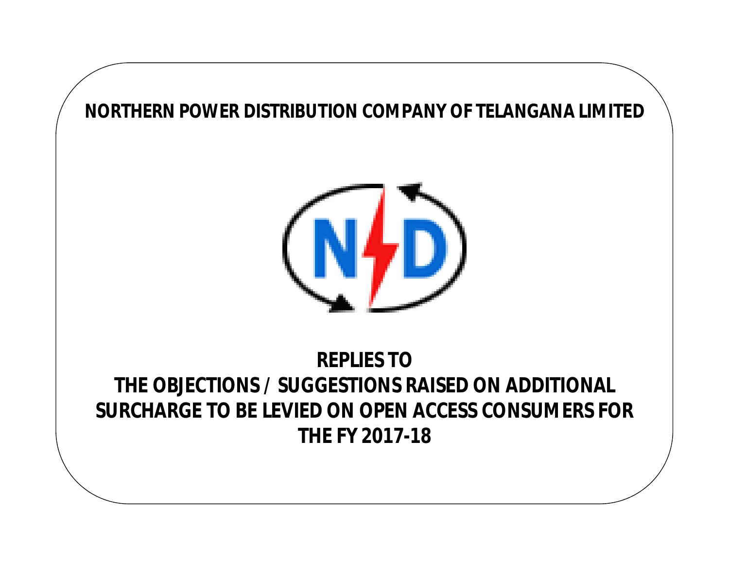# NORTHERN POWER DISTRIBUTION COMPANY OF TELANGANA LIMITED

## REPLIES TO THE OBJECTIONS / SUGGESTIONS RAISED ON ADDITIONAL SURCHARGE TO BE LEVIED ON OPEN ACCESS CONSUMERS FOR THE FY 2017-18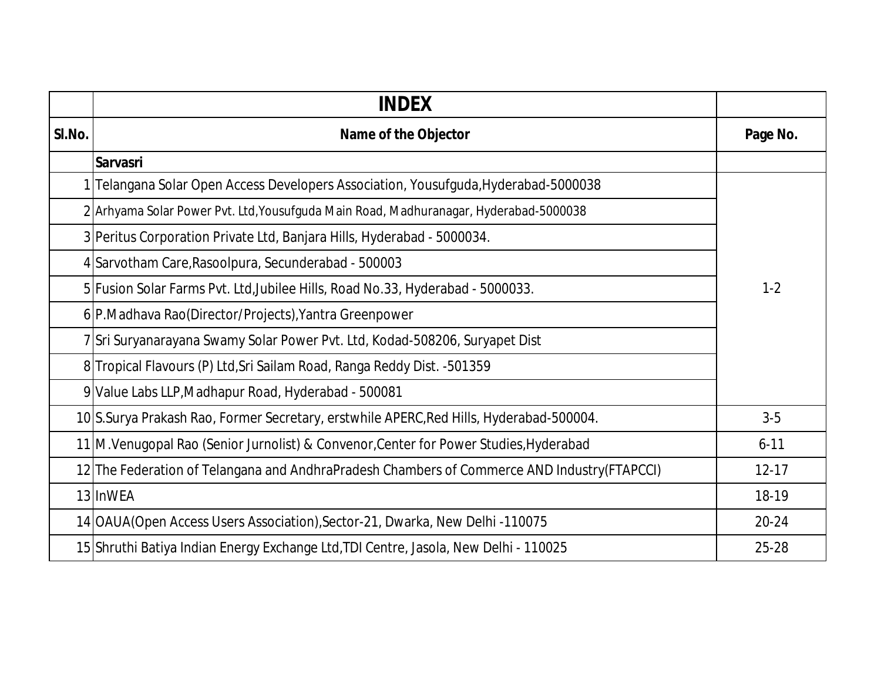| | INDEX | |
|---|---|---|
| Sl.No. | Name of the Objector | Page No. |
| | **Sarvasri** | |
| 1 | Telangana Solar Open Access Developers Association, Yousufguda,Hyderabad-5000038 | 1-2 |
| 2 | Arhyama Solar Power Pvt. Ltd,Yousufguda Main Road, Madhuranagar, Hyderabad-5000038 | |
| 3 | Peritus Corporation Private Ltd, Banjara Hills, Hyderabad - 5000034. | |
| 4 | Sarvotham Care,Rasoolpura, Secunderabad - 500003 | |
| 5 | Fusion Solar Farms Pvt. Ltd,Jubilee Hills, Road No.33, Hyderabad - 5000033. | |
| 6 | P.Madhava Rao(Director/Projects),Yantra Greenpower | |
| 7 | Sri Suryanarayana Swamy Solar Power Pvt. Ltd, Kodad-508206, Suryapet Dist | |
| 8 | Tropical Flavours (P) Ltd,Sri Sailam Road, Ranga Reddy Dist. -501359 | |
| 9 | Value Labs LLP,Madhapur Road, Hyderabad - 500081 | |
| 10 | S.Surya Prakash Rao, Former Secretary, erstwhile APERC,Red Hills, Hyderabad-500004. | 3-5 |
| 11 | M.Venugopal Rao (Senior Jurnolist) & Convenor,Center for Power Studies,Hyderabad | 6-11 |
| 12 | The Federation of Telangana and AndhraPradesh Chambers of Commerce AND Industry(FTAPCCI) | 12-17 |
| 13 | InWEA | 18-19 |
| 14 | OAUA(Open Access Users Association),Sector-21, Dwarka, New Delhi -110075 | 20-24 |
| 15 | Shruthi Batiya Indian Energy Exchange Ltd,TDI Centre, Jasola, New Delhi - 110025 | 25-28 |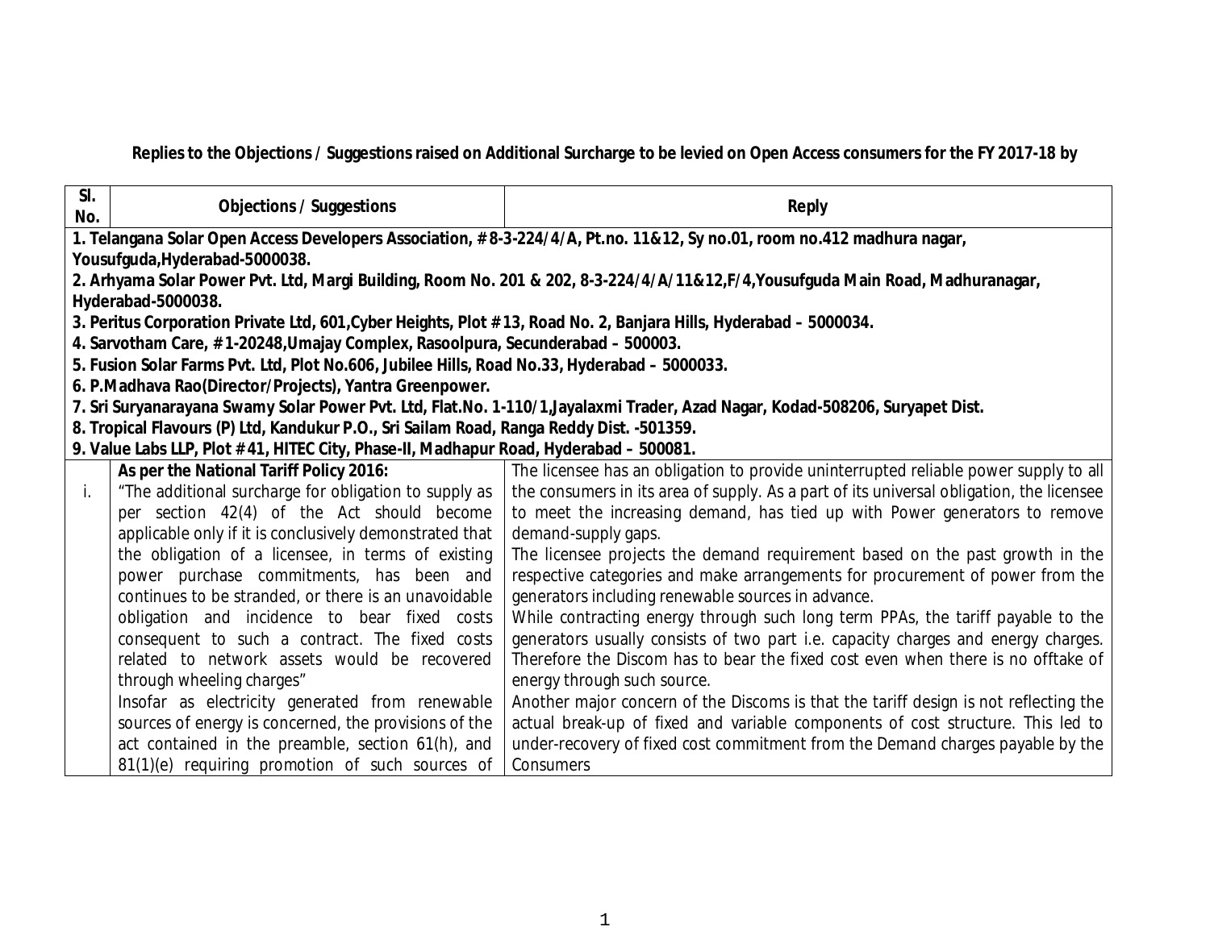**Replies to the Objections / Suggestions raised on Additional Surcharge to be levied on Open Access consumers for the FY 2017-18 by**

| Sl. No. | Objections / Suggestions | Reply |
|---|---|---|
| **1. Telangana Solar Open Access Developers Association, #8-3-224/4/A, Pt.no. 11&12, Sy no.01, room no.412 madhura nagar, Yousufguda,Hyderabad-5000038.<br>2. Arhyama Solar Power Pvt. Ltd, Margi Building, Room No. 201 & 202, 8-3-224/4/A/11&12,F/4,Yousufguda Main Road, Madhuranagar, Hyderabad-5000038.<br>3. Peritus Corporation Private Ltd, 601,Cyber Heights, Plot #13, Road No. 2, Banjara Hills, Hyderabad – 5000034.<br>4. Sarvotham Care, #1-20248,Umajay Complex, Rasoolpura, Secunderabad – 500003.<br>5. Fusion Solar Farms Pvt. Ltd, Plot No.606, Jubilee Hills, Road No.33, Hyderabad – 5000033.<br>6. P.Madhava Rao(Director/Projects), Yantra Greenpower.<br>7. Sri Suryanarayana Swamy Solar Power Pvt. Ltd, Flat.No. 1-110/1,Jayalaxmi Trader, Azad Nagar, Kodad-508206, Suryapet Dist.<br>8. Tropical Flavours (P) Ltd, Kandukur P.O., Sri Sailam Road, Ranga Reddy Dist. -501359.<br>9. Value Labs LLP, Plot #41, HITEC City, Phase-II, Madhapur Road, Hyderabad – 500081.** | | |
| i. | **As per the National Tariff Policy 2016:**<br>"The additional surcharge for obligation to supply as per section 42(4) of the Act should become applicable only if it is conclusively demonstrated that the obligation of a licensee, in terms of existing power purchase commitments, has been and continues to be stranded, or there is an unavoidable obligation and incidence to bear fixed costs consequent to such a contract. The fixed costs related to network assets would be recovered through wheeling charges"<br>Insofar as electricity generated from renewable sources of energy is concerned, the provisions of the act contained in the preamble, section 61(h), and 81(1)(e) requiring promotion of such sources of | The licensee has an obligation to provide uninterrupted reliable power supply to all the consumers in its area of supply. As a part of its universal obligation, the licensee to meet the increasing demand, has tied up with Power generators to remove demand-supply gaps.<br>The licensee projects the demand requirement based on the past growth in the respective categories and make arrangements for procurement of power from the generators including renewable sources in advance.<br>While contracting energy through such long term PPAs, the tariff payable to the generators usually consists of two part i.e. capacity charges and energy charges. Therefore the Discom has to bear the fixed cost even when there is no offtake of energy through such source.<br>Another major concern of the Discoms is that the tariff design is not reflecting the actual break-up of fixed and variable components of cost structure. This led to under-recovery of fixed cost commitment from the Demand charges payable by the Consumers |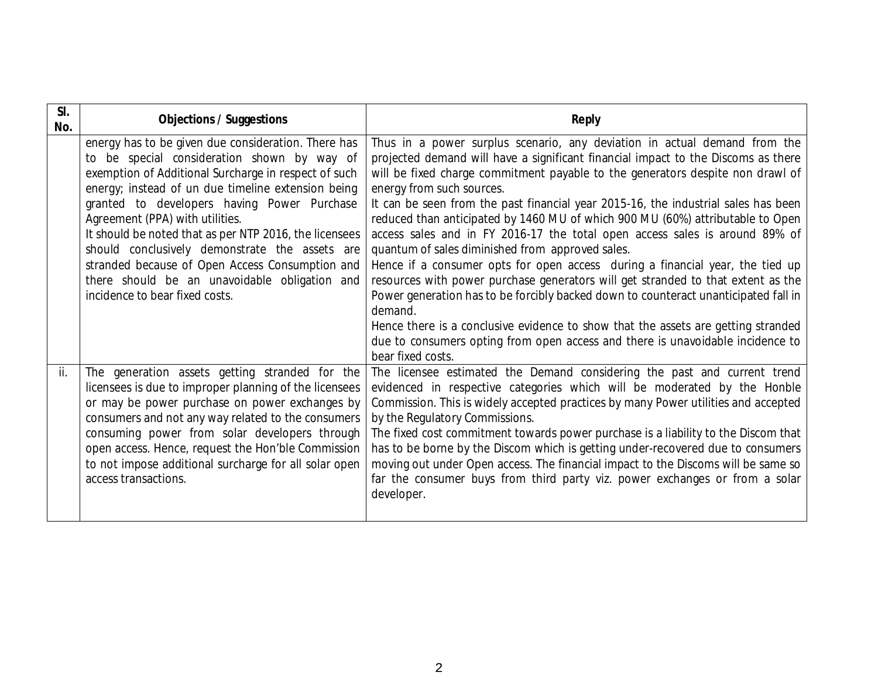| Sl. No. | Objections / Suggestions | Reply |
|---|---|---|
| | energy has to be given due consideration. There has to be special consideration shown by way of exemption of Additional Surcharge in respect of such energy; instead of un due timeline extension being granted to developers having Power Purchase Agreement (PPA) with utilities.<br>It should be noted that as per NTP 2016, the licensees should conclusively demonstrate the assets are stranded because of Open Access Consumption and there should be an unavoidable obligation and incidence to bear fixed costs. | Thus in a power surplus scenario, any deviation in actual demand from the projected demand will have a significant financial impact to the Discoms as there will be fixed charge commitment payable to the generators despite non drawl of energy from such sources.<br>It can be seen from the past financial year 2015-16, the industrial sales has been reduced than anticipated by 1460 MU of which 900 MU (60%) attributable to Open access sales and in FY 2016-17 the total open access sales is around 89% of quantum of sales diminished from approved sales.<br>Hence if a consumer opts for open access during a financial year, the tied up resources with power purchase generators will get stranded to that extent as the Power generation has to be forcibly backed down to counteract unanticipated fall in demand.<br>Hence there is a conclusive evidence to show that the assets are getting stranded due to consumers opting from open access and there is unavoidable incidence to bear fixed costs. |
| ii. | The generation assets getting stranded for the licensees is due to improper planning of the licensees or may be power purchase on power exchanges by consumers and not any way related to the consumers consuming power from solar developers through open access. Hence, request the Hon'ble Commission to not impose additional surcharge for all solar open access transactions. | The licensee estimated the Demand considering the past and current trend evidenced in respective categories which will be moderated by the Honble Commission. This is widely accepted practices by many Power utilities and accepted by the Regulatory Commissions.<br>The fixed cost commitment towards power purchase is a liability to the Discom that has to be borne by the Discom which is getting under-recovered due to consumers moving out under Open access. The financial impact to the Discoms will be same so far the consumer buys from third party viz. power exchanges or from a solar developer. |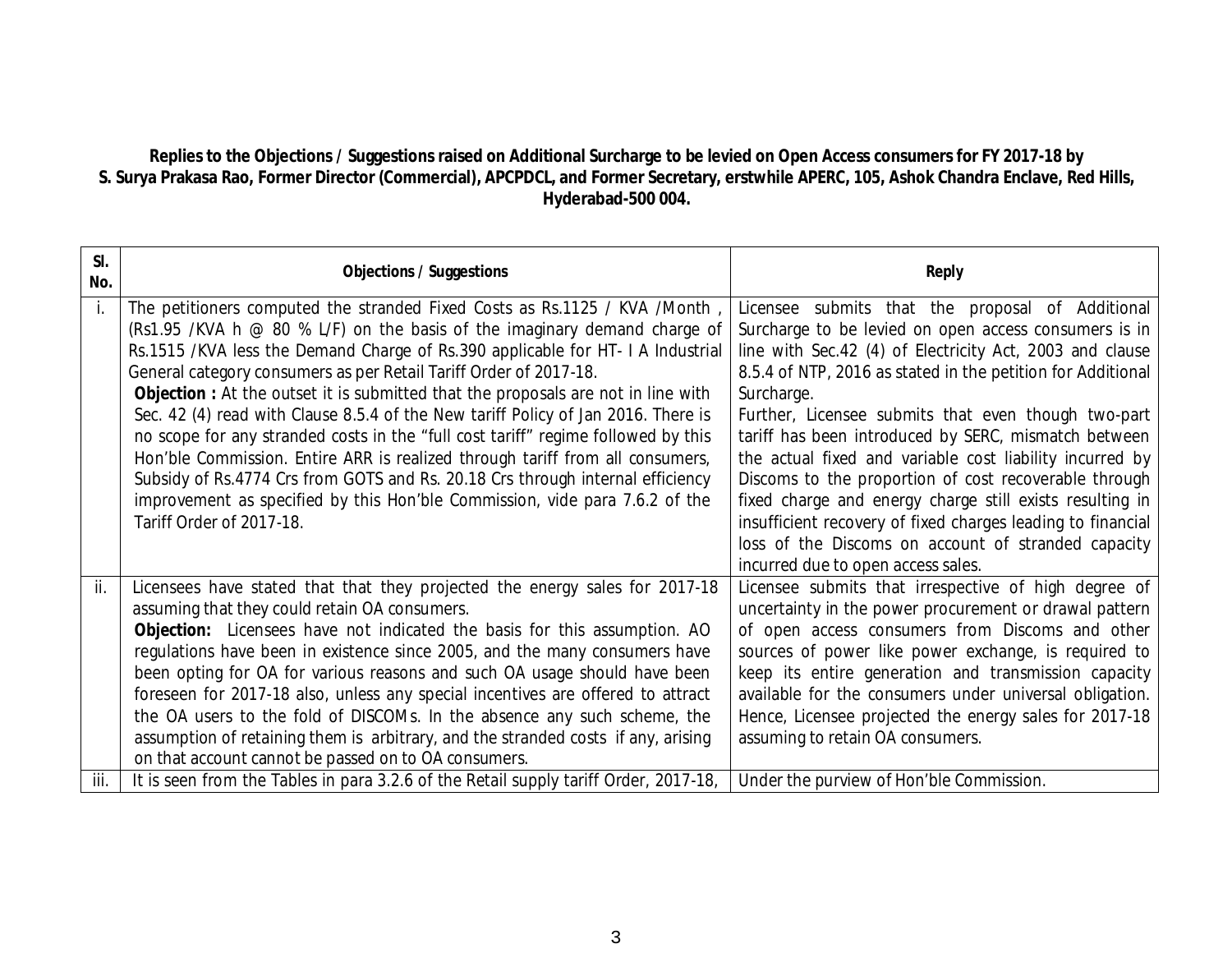**Replies to the Objections / Suggestions raised on Additional Surcharge to be levied on Open Access consumers for FY 2017-18 by S. Surya Prakasa Rao, Former Director (Commercial), APCPDCL, and Former Secretary, erstwhile APERC, 105, Ashok Chandra Enclave, Red Hills, Hyderabad-500 004.**

| Sl. No. | Objections / Suggestions | Reply |
|---|---|---|
| i. | The petitioners computed the stranded Fixed Costs as Rs.1125 / KVA /Month , (Rs1.95 /KVA h @ 80 % L/F) on the basis of the imaginary demand charge of Rs.1515 /KVA less the Demand Charge of Rs.390 applicable for HT- I A Industrial General category consumers as per Retail Tariff Order of 2017-18.<br>**Objection :** At the outset it is submitted that the proposals are not in line with Sec. 42 (4) read with Clause 8.5.4 of the New tariff Policy of Jan 2016. There is no scope for any stranded costs in the "full cost tariff" regime followed by this Hon'ble Commission. Entire ARR is realized through tariff from all consumers, Subsidy of Rs.4774 Crs from GOTS and Rs. 20.18 Crs through internal efficiency improvement as specified by this Hon'ble Commission, vide para 7.6.2 of the Tariff Order of 2017-18. | Licensee submits that the proposal of Additional Surcharge to be levied on open access consumers is in line with Sec.42 (4) of Electricity Act, 2003 and clause 8.5.4 of NTP, 2016 as stated in the petition for Additional Surcharge.<br>Further, Licensee submits that even though two-part tariff has been introduced by SERC, mismatch between the actual fixed and variable cost liability incurred by Discoms to the proportion of cost recoverable through fixed charge and energy charge still exists resulting in insufficient recovery of fixed charges leading to financial loss of the Discoms on account of stranded capacity incurred due to open access sales. |
| ii. | Licensees have stated that that they projected the energy sales for 2017-18 assuming that they could retain OA consumers.<br>**Objection:** Licensees have not indicated the basis for this assumption. AO regulations have been in existence since 2005, and the many consumers have been opting for OA for various reasons and such OA usage should have been foreseen for 2017-18 also, unless any special incentives are offered to attract the OA users to the fold of DISCOMs. In the absence any such scheme, the assumption of retaining them is arbitrary, and the stranded costs if any, arising on that account cannot be passed on to OA consumers. | Licensee submits that irrespective of high degree of uncertainty in the power procurement or drawal pattern of open access consumers from Discoms and other sources of power like power exchange, is required to keep its entire generation and transmission capacity available for the consumers under universal obligation. Hence, Licensee projected the energy sales for 2017-18 assuming to retain OA consumers. |
| iii. | It is seen from the Tables in para 3.2.6 of the Retail supply tariff Order, 2017-18, | Under the purview of Hon'ble Commission. |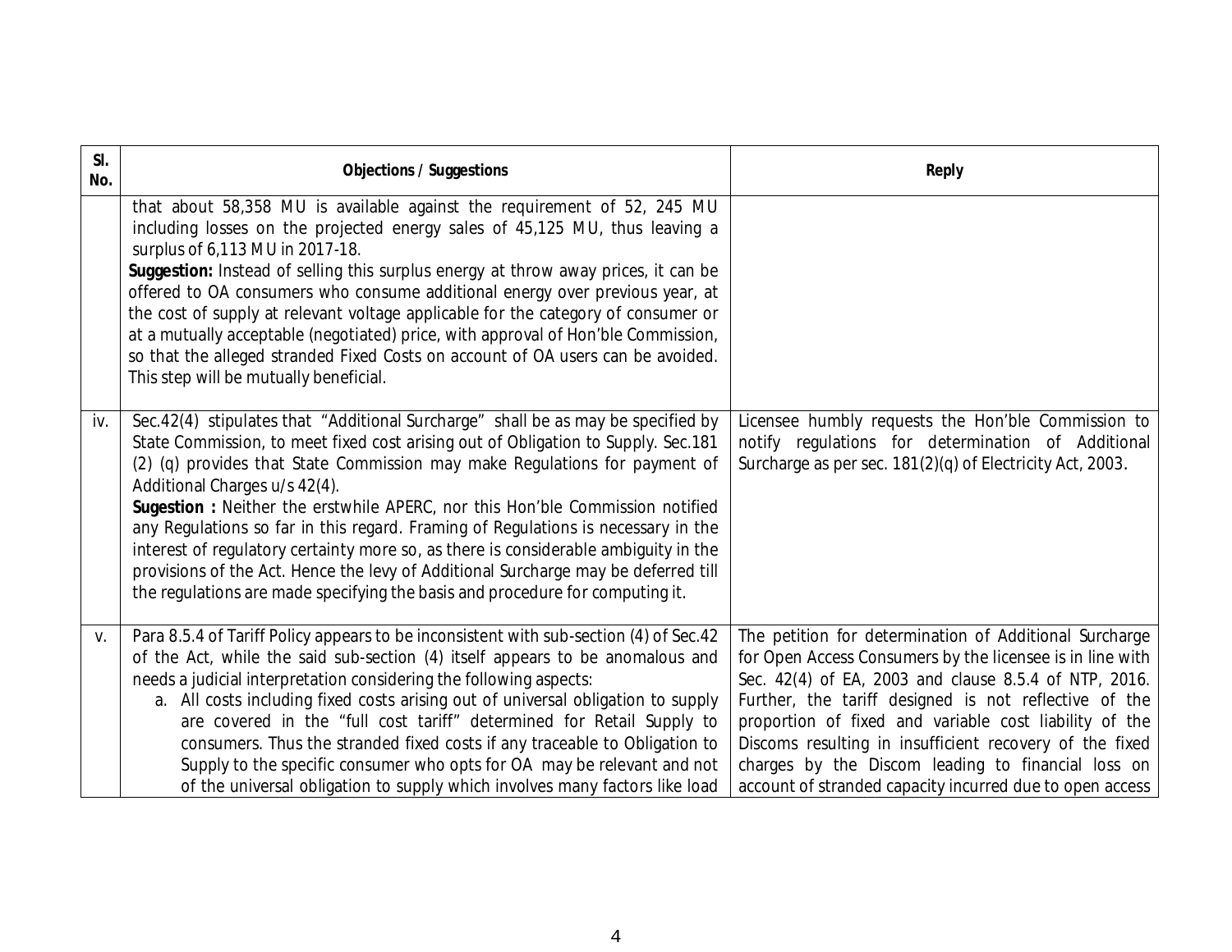| Sl. No. | Objections / Suggestions | Reply |
|---|---|---|
| | that about 58,358 MU is available against the requirement of 52, 245 MU including losses on the projected energy sales of 45,125 MU, thus leaving a surplus of 6,113 MU in 2017-18.<br>**Suggestion:** Instead of selling this surplus energy at throw away prices, it can be offered to OA consumers who consume additional energy over previous year, at the cost of supply at relevant voltage applicable for the category of consumer or at a mutually acceptable (negotiated) price, with approval of Hon'ble Commission, so that the alleged stranded Fixed Costs on account of OA users can be avoided. This step will be mutually beneficial. | |
| iv. | Sec.42(4) stipulates that "Additional Surcharge" shall be as may be specified by State Commission, to meet fixed cost arising out of Obligation to Supply. Sec.181 (2) (q) provides that State Commission may make Regulations for payment of Additional Charges u/s 42(4).<br>**Sugestion :** Neither the erstwhile APERC, nor this Hon'ble Commission notified any Regulations so far in this regard. Framing of Regulations is necessary in the interest of regulatory certainty more so, as there is considerable ambiguity in the provisions of the Act. Hence the levy of Additional Surcharge may be deferred till the regulations are made specifying the basis and procedure for computing it. | Licensee humbly requests the Hon'ble Commission to notify regulations for determination of Additional Surcharge as per sec. 181(2)(q) of Electricity Act, 2003. |
| v. | Para 8.5.4 of Tariff Policy appears to be inconsistent with sub-section (4) of Sec.42 of the Act, while the said sub-section (4) itself appears to be anomalous and needs a judicial interpretation considering the following aspects:<br>a. All costs including fixed costs arising out of universal obligation to supply are covered in the "full cost tariff" determined for Retail Supply to consumers. Thus the stranded fixed costs if any traceable to Obligation to Supply to the specific consumer who opts for OA may be relevant and not of the universal obligation to supply which involves many factors like load | The petition for determination of Additional Surcharge for Open Access Consumers by the licensee is in line with Sec. 42(4) of EA, 2003 and clause 8.5.4 of NTP, 2016. Further, the tariff designed is not reflective of the proportion of fixed and variable cost liability of the Discoms resulting in insufficient recovery of the fixed charges by the Discom leading to financial loss on account of stranded capacity incurred due to open access |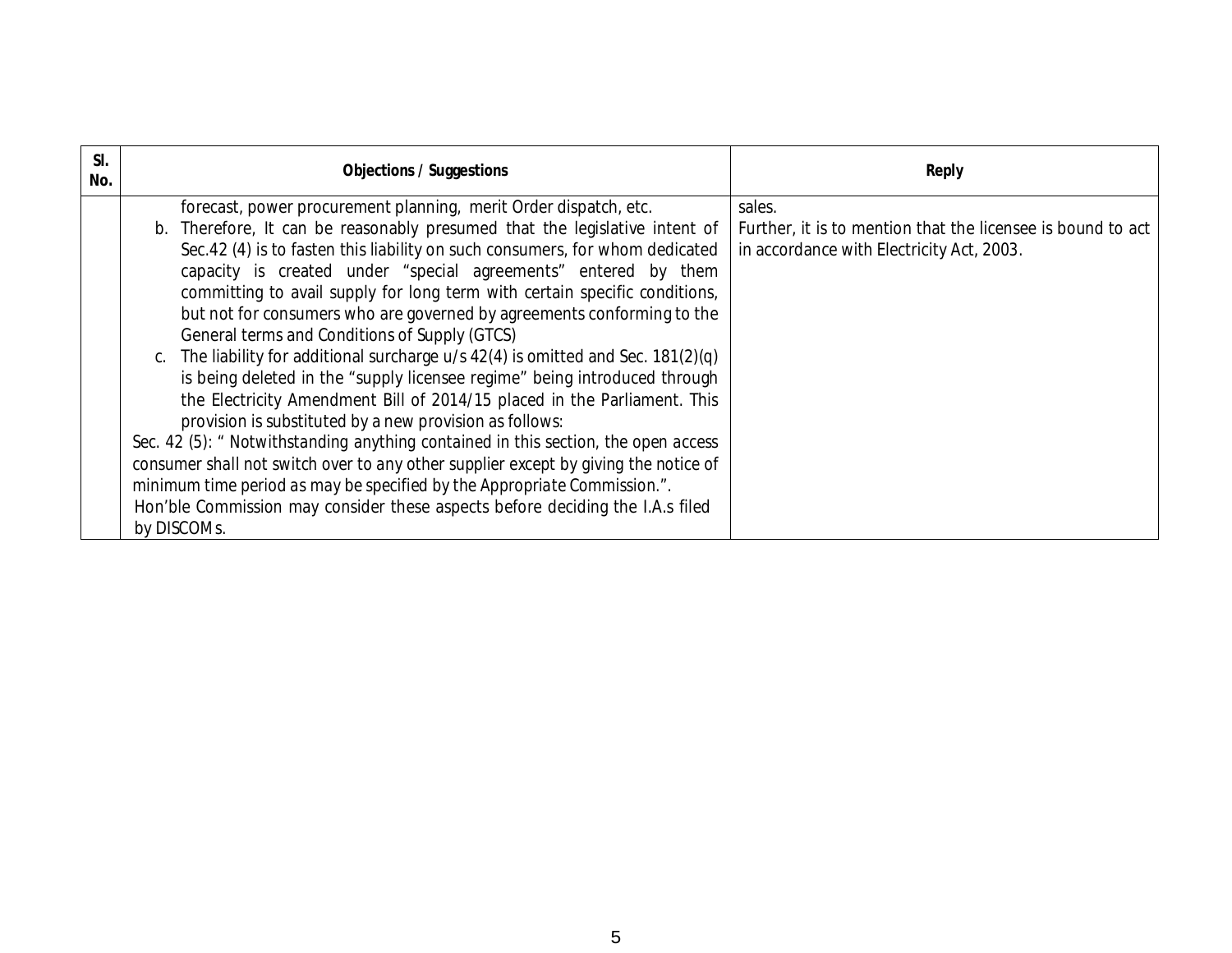| Sl. No. | Objections / Suggestions | Reply |
|---|---|---|
| | forecast, power procurement planning, merit Order dispatch, etc.<br>b. Therefore, It can be reasonably presumed that the legislative intent of Sec.42 (4) is to fasten this liability on such consumers, for whom dedicated capacity is created under "special agreements" entered by them committing to avail supply for long term with certain specific conditions, but not for consumers who are governed by agreements conforming to the General terms and Conditions of Supply (GTCS)<br>c. The liability for additional surcharge u/s 42(4) is omitted and Sec. 181(2)(q) is being deleted in the "supply licensee regime" being introduced through the Electricity Amendment Bill of 2014/15 placed in the Parliament. This provision is substituted by a new provision as follows:<br>Sec. 42 (5): " *Notwithstanding anything contained in this section, the open access consumer shall not switch over to any other supplier except by giving the notice of minimum time period as may be specified by the Appropriate Commission.*".<br>Hon'ble Commission may consider these aspects before deciding the I.A.s filed by DISCOMs. | sales.<br>Further, it is to mention that the licensee is bound to act in accordance with Electricity Act, 2003. |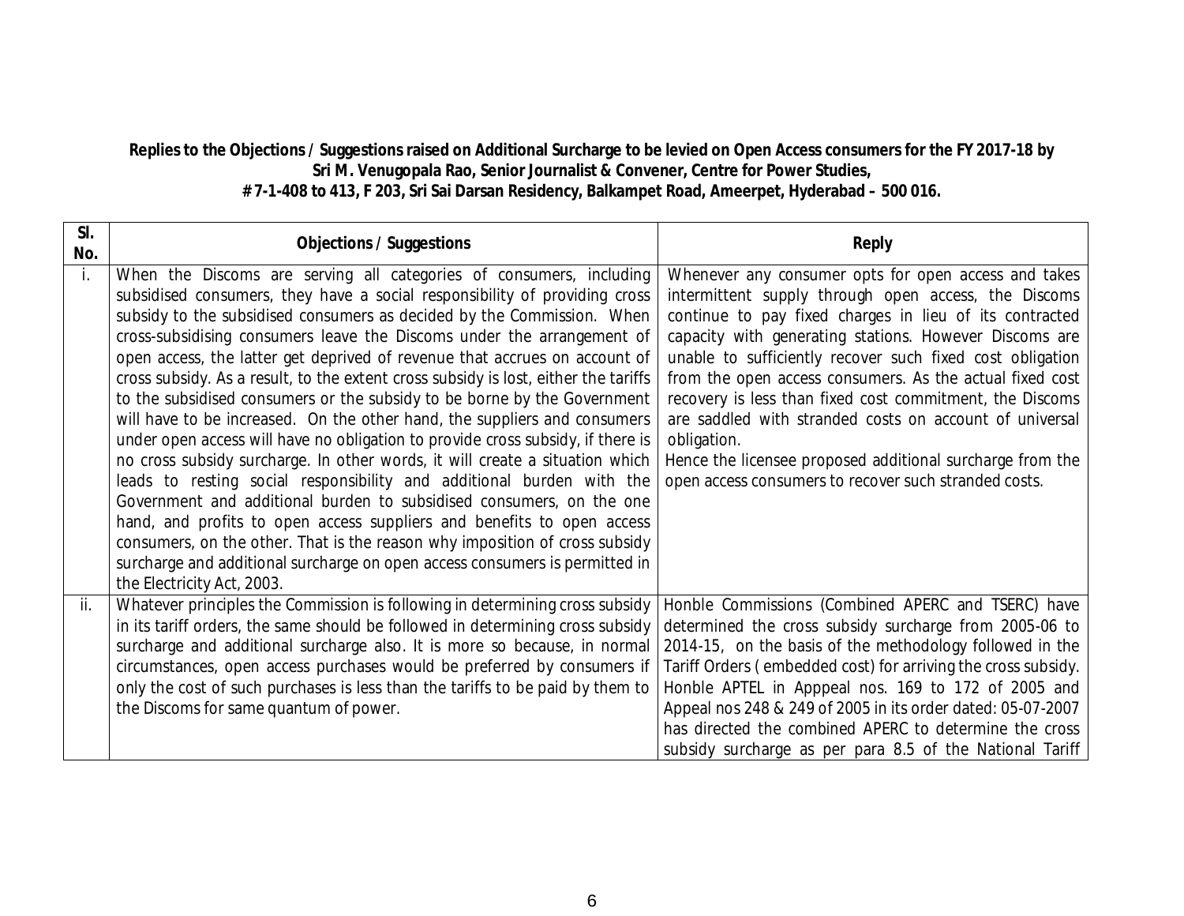**Replies to the Objections / Suggestions raised on Additional Surcharge to be levied on Open Access consumers for the FY 2017-18 by Sri M. Venugopala Rao, Senior Journalist & Convener, Centre for Power Studies, # 7-1-408 to 413, F 203, Sri Sai Darsan Residency, Balkampet Road, Ameerpet, Hyderabad – 500 016.**

| Sl. No. | Objections / Suggestions | Reply |
|---|---|---|
| i. | When the Discoms are serving all categories of consumers, including subsidised consumers, they have a social responsibility of providing cross subsidy to the subsidised consumers as decided by the Commission. When cross-subsidising consumers leave the Discoms under the arrangement of open access, the latter get deprived of revenue that accrues on account of cross subsidy. As a result, to the extent cross subsidy is lost, either the tariffs to the subsidised consumers or the subsidy to be borne by the Government will have to be increased. On the other hand, the suppliers and consumers under open access will have no obligation to provide cross subsidy, if there is no cross subsidy surcharge. In other words, it will create a situation which leads to resting social responsibility and additional burden with the Government and additional burden to subsidised consumers, on the one hand, and profits to open access suppliers and benefits to open access consumers, on the other. That is the reason why imposition of cross subsidy surcharge and additional surcharge on open access consumers is permitted in the Electricity Act, 2003. | Whenever any consumer opts for open access and takes intermittent supply through open access, the Discoms continue to pay fixed charges in lieu of its contracted capacity with generating stations. However Discoms are unable to sufficiently recover such fixed cost obligation from the open access consumers. As the actual fixed cost recovery is less than fixed cost commitment, the Discoms are saddled with stranded costs on account of universal obligation.<br>Hence the licensee proposed additional surcharge from the open access consumers to recover such stranded costs. |
| ii. | Whatever principles the Commission is following in determining cross subsidy in its tariff orders, the same should be followed in determining cross subsidy surcharge and additional surcharge also. It is more so because, in normal circumstances, open access purchases would be preferred by consumers if only the cost of such purchases is less than the tariffs to be paid by them to the Discoms for same quantum of power. | Honble Commissions (Combined APERC and TSERC) have determined the cross subsidy surcharge from 2005-06 to 2014-15, on the basis of the methodology followed in the Tariff Orders ( embedded cost) for arriving the cross subsidy. Honble APTEL in Apppeal nos. 169 to 172 of 2005 and Appeal nos 248 & 249 of 2005 in its order dated: 05-07-2007 has directed the combined APERC to determine the cross subsidy surcharge as per para 8.5 of the National Tariff |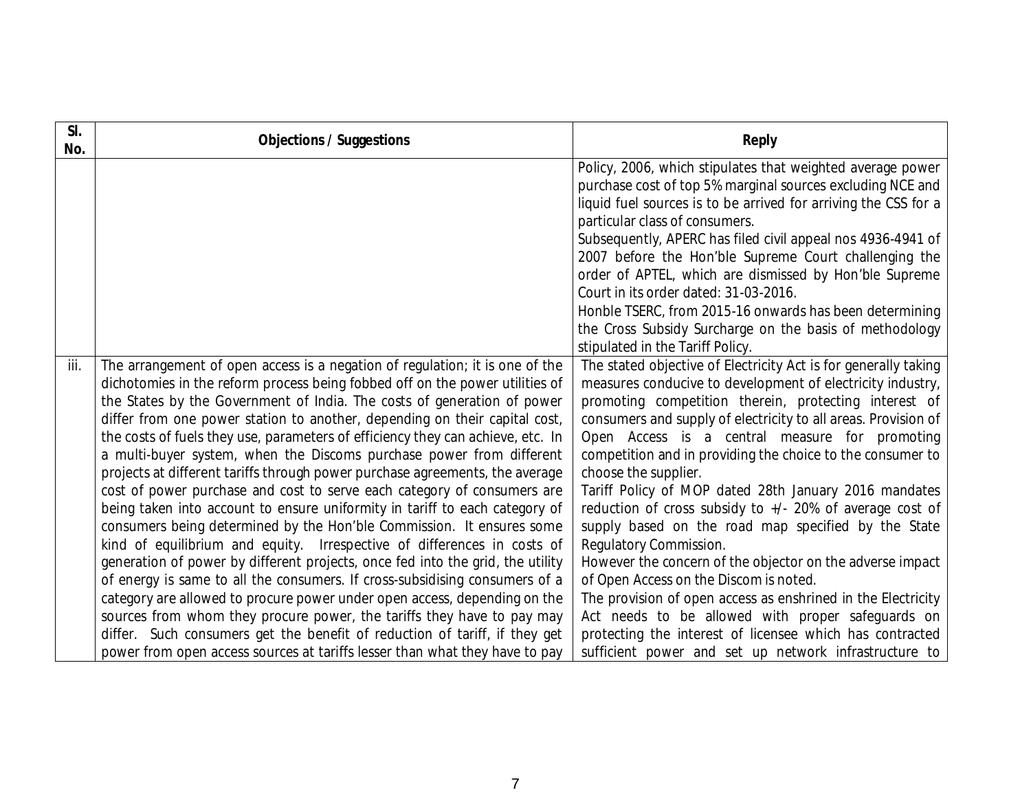| Sl. No. | Objections / Suggestions | Reply |
|---|---|---|
| | | Policy, 2006, which stipulates that weighted average power purchase cost of top 5% marginal sources excluding NCE and liquid fuel sources is to be arrived for arriving the CSS for a particular class of consumers.<br>Subsequently, APERC has filed civil appeal nos 4936-4941 of 2007 before the Hon'ble Supreme Court challenging the order of APTEL, which are dismissed by Hon'ble Supreme Court in its order dated: 31-03-2016.<br>Honble TSERC, from 2015-16 onwards has been determining the Cross Subsidy Surcharge on the basis of methodology stipulated in the Tariff Policy. |
| iii. | The arrangement of open access is a negation of regulation; it is one of the dichotomies in the reform process being fobbed off on the power utilities of the States by the Government of India. The costs of generation of power differ from one power station to another, depending on their capital cost, the costs of fuels they use, parameters of efficiency they can achieve, etc. In a multi-buyer system, when the Discoms purchase power from different projects at different tariffs through power purchase agreements, the average cost of power purchase and cost to serve each category of consumers are being taken into account to ensure uniformity in tariff to each category of consumers being determined by the Hon'ble Commission. It ensures some kind of equilibrium and equity. Irrespective of differences in costs of generation of power by different projects, once fed into the grid, the utility of energy is same to all the consumers. If cross-subsidising consumers of a category are allowed to procure power under open access, depending on the sources from whom they procure power, the tariffs they have to pay may differ. Such consumers get the benefit of reduction of tariff, if they get power from open access sources at tariffs lesser than what they have to pay | The stated objective of Electricity Act is for generally taking measures conducive to development of electricity industry, promoting competition therein, protecting interest of consumers and supply of electricity to all areas. Provision of Open Access is a central measure for promoting competition and in providing the choice to the consumer to choose the supplier.<br>Tariff Policy of MOP dated 28th January 2016 mandates reduction of cross subsidy to +/- 20% of average cost of supply based on the road map specified by the State Regulatory Commission.<br>However the concern of the objector on the adverse impact of Open Access on the Discom is noted.<br>The provision of open access as enshrined in the Electricity Act needs to be allowed with proper safeguards on protecting the interest of licensee which has contracted sufficient power and set up network infrastructure to |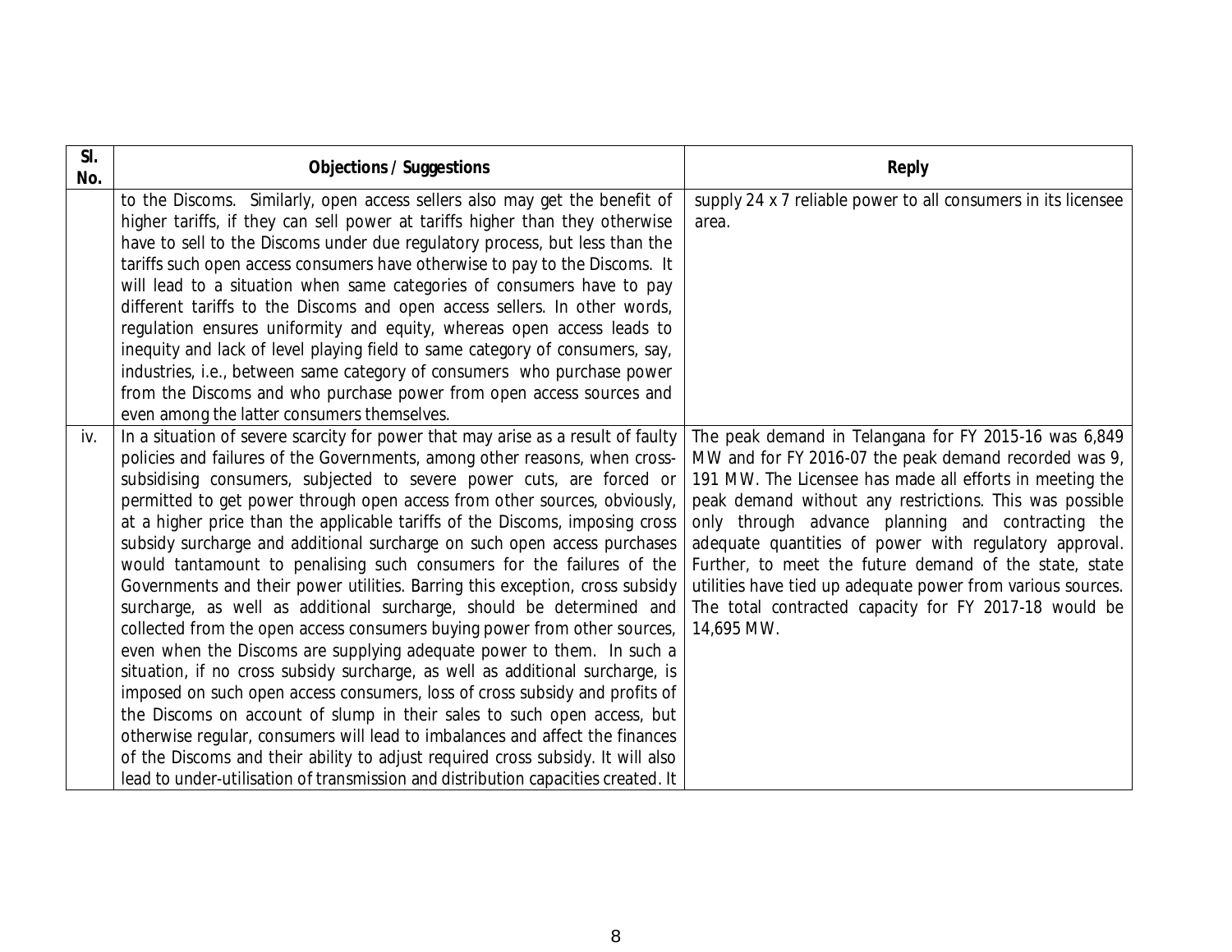| Sl. No. | Objections / Suggestions | Reply |
|---|---|---|
| | to the Discoms. Similarly, open access sellers also may get the benefit of higher tariffs, if they can sell power at tariffs higher than they otherwise have to sell to the Discoms under due regulatory process, but less than the tariffs such open access consumers have otherwise to pay to the Discoms. It will lead to a situation when same categories of consumers have to pay different tariffs to the Discoms and open access sellers. In other words, regulation ensures uniformity and equity, whereas open access leads to inequity and lack of level playing field to same category of consumers, say, industries, i.e., between same category of consumers who purchase power from the Discoms and who purchase power from open access sources and even among the latter consumers themselves. | supply 24 x 7 reliable power to all consumers in its licensee area. |
| iv. | In a situation of severe scarcity for power that may arise as a result of faulty policies and failures of the Governments, among other reasons, when cross-subsidising consumers, subjected to severe power cuts, are forced or permitted to get power through open access from other sources, obviously, at a higher price than the applicable tariffs of the Discoms, imposing cross subsidy surcharge and additional surcharge on such open access purchases would tantamount to penalising such consumers for the failures of the Governments and their power utilities. Barring this exception, cross subsidy surcharge, as well as additional surcharge, should be determined and collected from the open access consumers buying power from other sources, even when the Discoms are supplying adequate power to them. In such a situation, if no cross subsidy surcharge, as well as additional surcharge, is imposed on such open access consumers, loss of cross subsidy and profits of the Discoms on account of slump in their sales to such open access, but otherwise regular, consumers will lead to imbalances and affect the finances of the Discoms and their ability to adjust required cross subsidy. It will also lead to under-utilisation of transmission and distribution capacities created. It | The peak demand in Telangana for FY 2015-16 was 6,849 MW and for FY 2016-07 the peak demand recorded was 9, 191 MW. The Licensee has made all efforts in meeting the peak demand without any restrictions. This was possible only through advance planning and contracting the adequate quantities of power with regulatory approval. Further, to meet the future demand of the state, state utilities have tied up adequate power from various sources. The total contracted capacity for FY 2017-18 would be 14,695 MW. |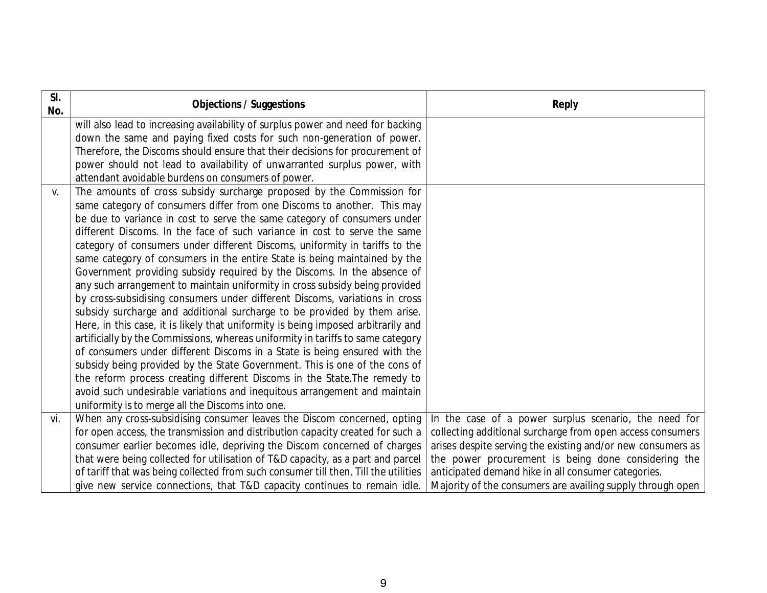| Sl. No. | Objections / Suggestions | Reply |
|---|---|---|
| | will also lead to increasing availability of surplus power and need for backing down the same and paying fixed costs for such non-generation of power. Therefore, the Discoms should ensure that their decisions for procurement of power should not lead to availability of unwarranted surplus power, with attendant avoidable burdens on consumers of power. | |
| v. | The amounts of cross subsidy surcharge proposed by the Commission for same category of consumers differ from one Discoms to another. This may be due to variance in cost to serve the same category of consumers under different Discoms. In the face of such variance in cost to serve the same category of consumers under different Discoms, uniformity in tariffs to the same category of consumers in the entire State is being maintained by the Government providing subsidy required by the Discoms. In the absence of any such arrangement to maintain uniformity in cross subsidy being provided by cross-subsidising consumers under different Discoms, variations in cross subsidy surcharge and additional surcharge to be provided by them arise. Here, in this case, it is likely that uniformity is being imposed arbitrarily and artificially by the Commissions, whereas uniformity in tariffs to same category of consumers under different Discoms in a State is being ensured with the subsidy being provided by the State Government. This is one of the cons of the reform process creating different Discoms in the State.The remedy to avoid such undesirable variations and inequitous arrangement and maintain uniformity is to merge all the Discoms into one. | |
| vi. | When any cross-subsidising consumer leaves the Discom concerned, opting for open access, the transmission and distribution capacity created for such a consumer earlier becomes idle, depriving the Discom concerned of charges that were being collected for utilisation of T&D capacity, as a part and parcel of tariff that was being collected from such consumer till then. Till the utilities give new service connections, that T&D capacity continues to remain idle. | In the case of a power surplus scenario, the need for collecting additional surcharge from open access consumers arises despite serving the existing and/or new consumers as the power procurement is being done considering the anticipated demand hike in all consumer categories.<br>Majority of the consumers are availing supply through open |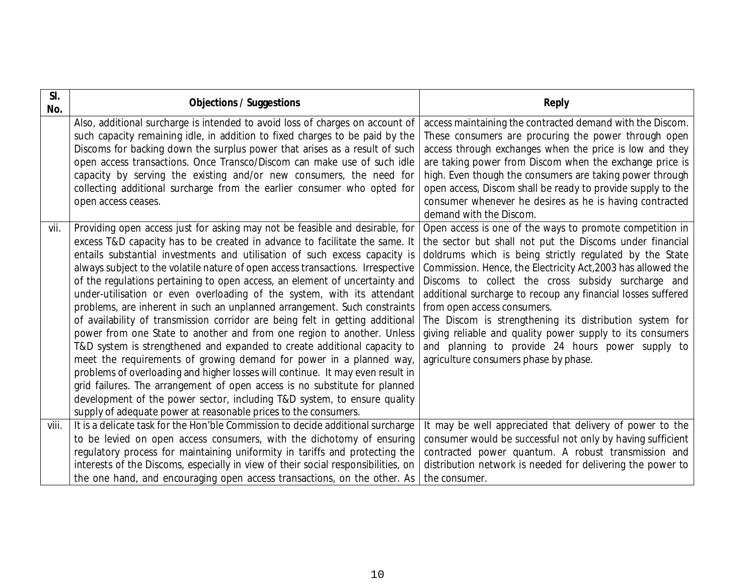| Sl. No. | Objections / Suggestions | Reply |
|---|---|---|
| | Also, additional surcharge is intended to avoid loss of charges on account of such capacity remaining idle, in addition to fixed charges to be paid by the Discoms for backing down the surplus power that arises as a result of such open access transactions. Once Transco/Discom can make use of such idle capacity by serving the existing and/or new consumers, the need for collecting additional surcharge from the earlier consumer who opted for open access ceases. | access maintaining the contracted demand with the Discom. These consumers are procuring the power through open access through exchanges when the price is low and they are taking power from Discom when the exchange price is high. Even though the consumers are taking power through open access, Discom shall be ready to provide supply to the consumer whenever he desires as he is having contracted demand with the Discom. |
| vii. | Providing open access just for asking may not be feasible and desirable, for excess T&D capacity has to be created in advance to facilitate the same. It entails substantial investments and utilisation of such excess capacity is always subject to the volatile nature of open access transactions. Irrespective of the regulations pertaining to open access, an element of uncertainty and under-utilisation or even overloading of the system, with its attendant problems, are inherent in such an unplanned arrangement. Such constraints of availability of transmission corridor are being felt in getting additional power from one State to another and from one region to another. Unless T&D system is strengthened and expanded to create additional capacity to meet the requirements of growing demand for power in a planned way, problems of overloading and higher losses will continue. It may even result in grid failures. The arrangement of open access is no substitute for planned development of the power sector, including T&D system, to ensure quality supply of adequate power at reasonable prices to the consumers. | Open access is one of the ways to promote competition in the sector but shall not put the Discoms under financial doldrums which is being strictly regulated by the State Commission. Hence, the Electricity Act,2003 has allowed the Discoms to collect the cross subsidy surcharge and additional surcharge to recoup any financial losses suffered from open access consumers.<br>The Discom is strengthening its distribution system for giving reliable and quality power supply to its consumers and planning to provide 24 hours power supply to agriculture consumers phase by phase. |
| viii. | It is a delicate task for the Hon'ble Commission to decide additional surcharge to be levied on open access consumers, with the dichotomy of ensuring regulatory process for maintaining uniformity in tariffs and protecting the interests of the Discoms, especially in view of their social responsibilities, on the one hand, and encouraging open access transactions, on the other. As | It may be well appreciated that delivery of power to the consumer would be successful not only by having sufficient contracted power quantum. A robust transmission and distribution network is needed for delivering the power to the consumer. |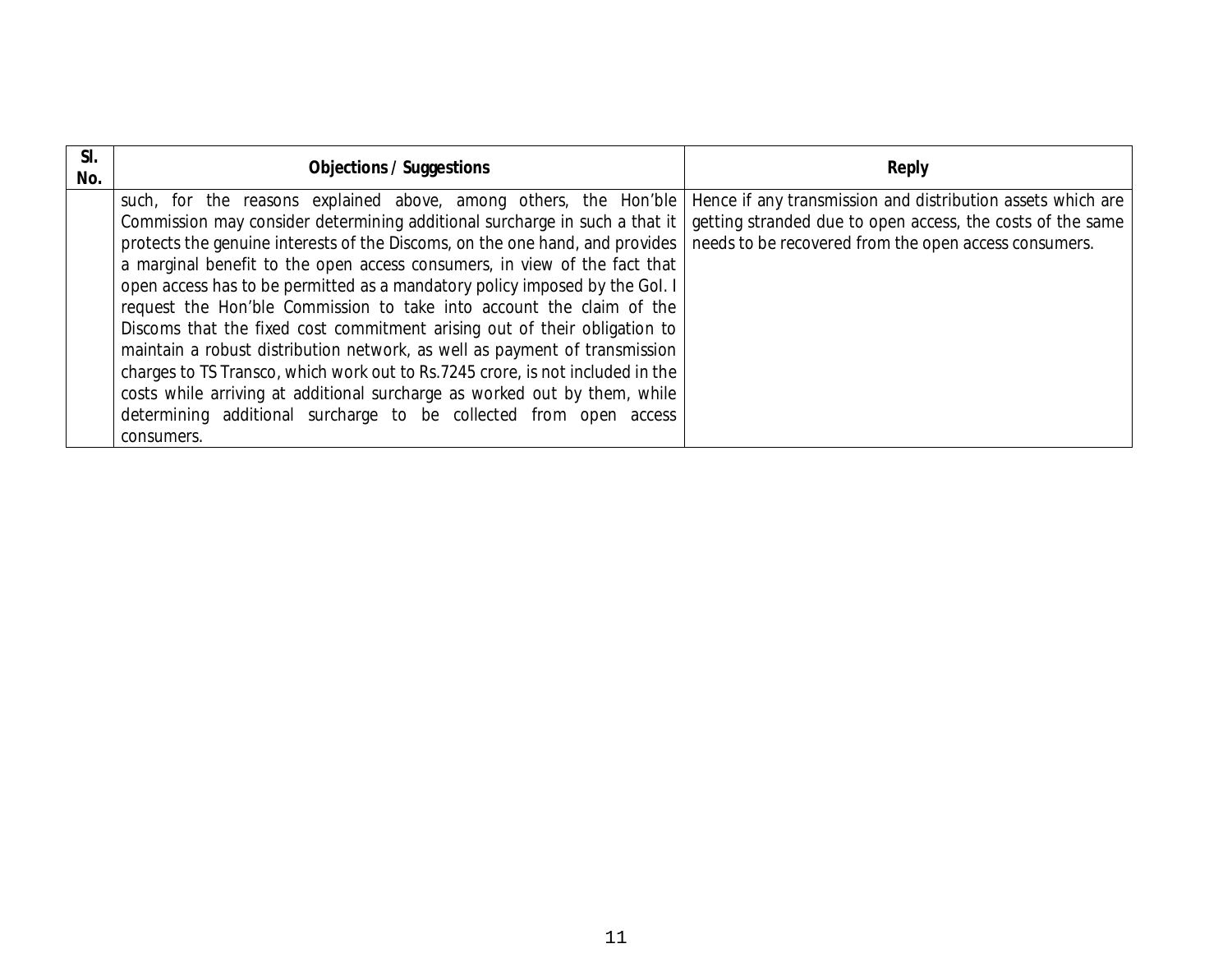| Sl. No. | Objections / Suggestions | Reply |
|---|---|---|
| | such, for the reasons explained above, among others, the Hon'ble Commission may consider determining additional surcharge in such a that it protects the genuine interests of the Discoms, on the one hand, and provides a marginal benefit to the open access consumers, in view of the fact that open access has to be permitted as a mandatory policy imposed by the GoI. I request the Hon'ble Commission to take into account the claim of the Discoms that the fixed cost commitment arising out of their obligation to maintain a robust distribution network, as well as payment of transmission charges to TS Transco, which work out to Rs.7245 crore, is not included in the costs while arriving at additional surcharge as worked out by them, while determining additional surcharge to be collected from open access consumers. | Hence if any transmission and distribution assets which are getting stranded due to open access, the costs of the same needs to be recovered from the open access consumers. |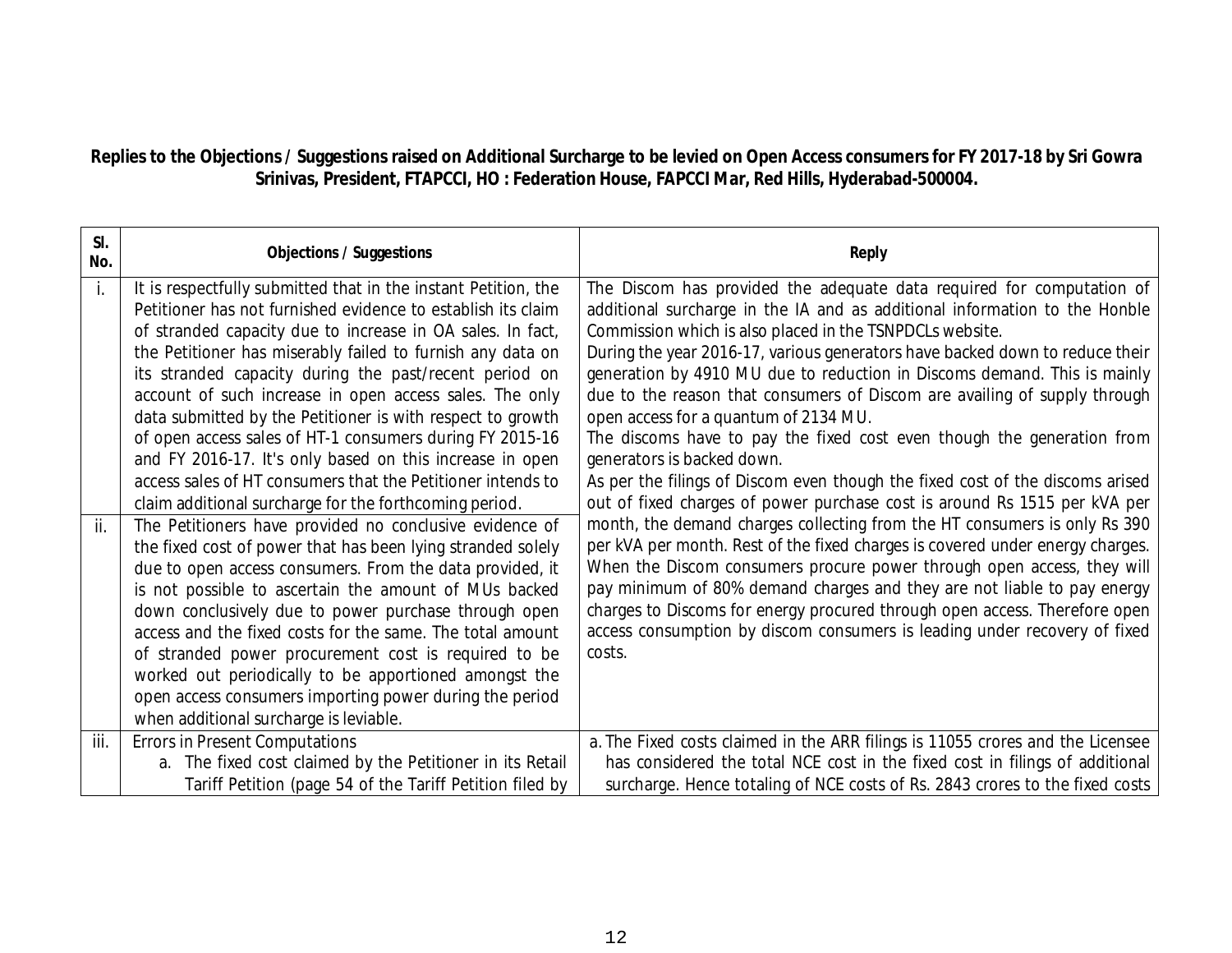**Replies to the Objections / Suggestions raised on Additional Surcharge to be levied on Open Access consumers for FY 2017-18 by Sri Gowra Srinivas, President, FTAPCCI, HO : Federation House, FAPCCI Mar, Red Hills, Hyderabad-500004.**

| Sl. No. | Objections / Suggestions | Reply |
|---|---|---|
| i. | It is respectfully submitted that in the instant Petition, the Petitioner has not furnished evidence to establish its claim of stranded capacity due to increase in OA sales. In fact, the Petitioner has miserably failed to furnish any data on its stranded capacity during the past/recent period on account of such increase in open access sales. The only data submitted by the Petitioner is with respect to growth of open access sales of HT-1 consumers during FY 2015-16 and FY 2016-17. It's only based on this increase in open access sales of HT consumers that the Petitioner intends to claim additional surcharge for the forthcoming period. | The Discom has provided the adequate data required for computation of additional surcharge in the IA and as additional information to the Honble Commission which is also placed in the TSNPDCLs website.<br>During the year 2016-17, various generators have backed down to reduce their generation by 4910 MU due to reduction in Discoms demand. This is mainly due to the reason that consumers of Discom are availing of supply through open access for a quantum of 2134 MU.<br>The discoms have to pay the fixed cost even though the generation from generators is backed down.<br>As per the filings of Discom even though the fixed cost of the discoms arised out of fixed charges of power purchase cost is around Rs 1515 per kVA per month, the demand charges collecting from the HT consumers is only Rs 390 per kVA per month. Rest of the fixed charges is covered under energy charges. When the Discom consumers procure power through open access, they will pay minimum of 80% demand charges and they are not liable to pay energy charges to Discoms for energy procured through open access. Therefore open access consumption by discom consumers is leading under recovery of fixed costs. |
| ii. | The Petitioners have provided no conclusive evidence of the fixed cost of power that has been lying stranded solely due to open access consumers. From the data provided, it is not possible to ascertain the amount of MUs backed down conclusively due to power purchase through open access and the fixed costs for the same. The total amount of stranded power procurement cost is required to be worked out periodically to be apportioned amongst the open access consumers importing power during the period when additional surcharge is leviable. | |
| iii. | Errors in Present Computations<br>a. The fixed cost claimed by the Petitioner in its Retail Tariff Petition (page 54 of the Tariff Petition filed by | a. The Fixed costs claimed in the ARR filings is 11055 crores and the Licensee has considered the total NCE cost in the fixed cost in filings of additional surcharge. Hence totaling of NCE costs of Rs. 2843 crores to the fixed costs |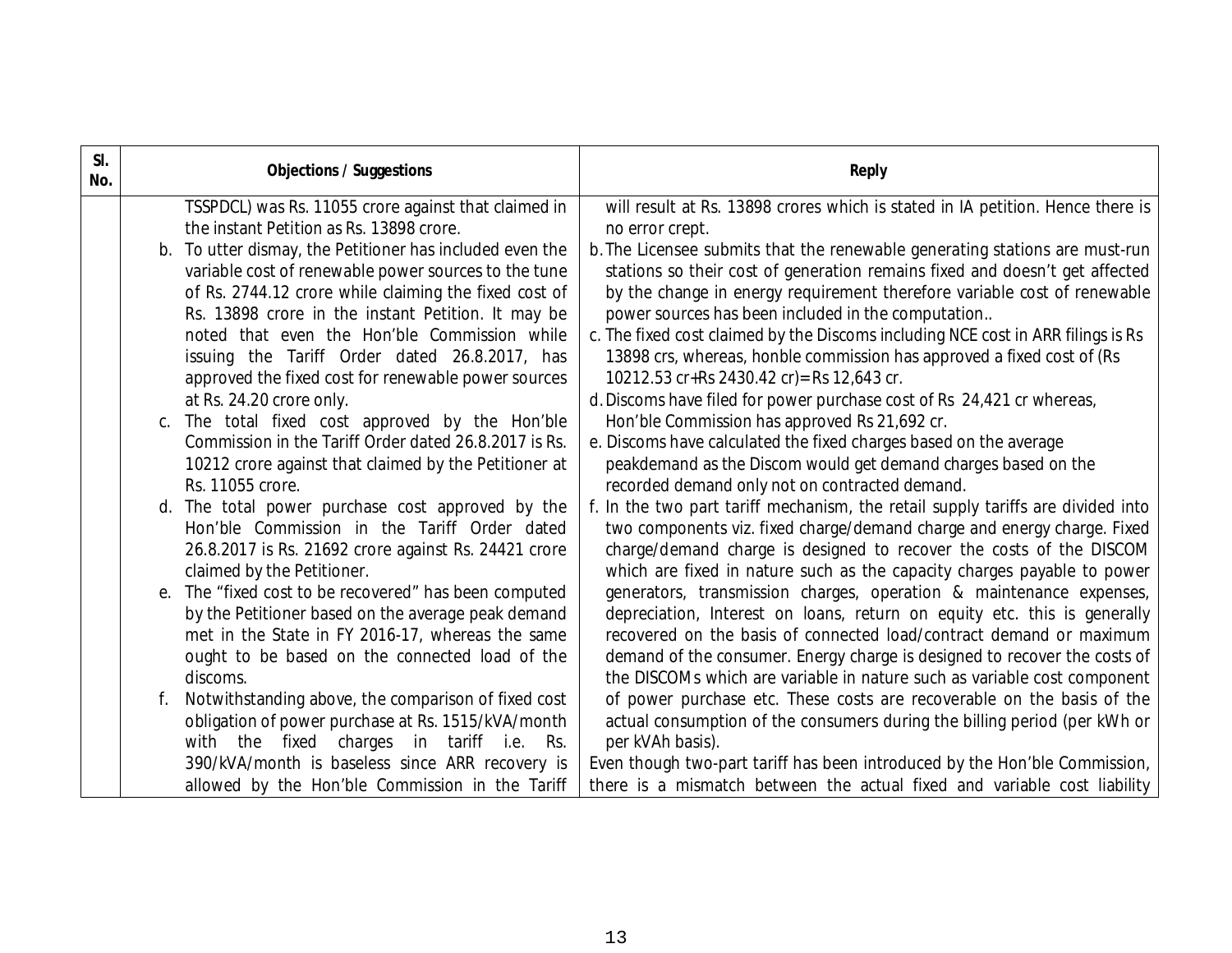| Sl. No. | Objections / Suggestions | Reply |
|---|---|---|
| | TSSPDCL) was Rs. 11055 crore against that claimed in the instant Petition as Rs. 13898 crore.<br>b. To utter dismay, the Petitioner has included even the variable cost of renewable power sources to the tune of Rs. 2744.12 crore while claiming the fixed cost of Rs. 13898 crore in the instant Petition. It may be noted that even the Hon'ble Commission while issuing the Tariff Order dated 26.8.2017, has approved the fixed cost for renewable power sources at Rs. 24.20 crore only.<br>c. The total fixed cost approved by the Hon'ble Commission in the Tariff Order dated 26.8.2017 is Rs. 10212 crore against that claimed by the Petitioner at Rs. 11055 crore.<br>d. The total power purchase cost approved by the Hon'ble Commission in the Tariff Order dated 26.8.2017 is Rs. 21692 crore against Rs. 24421 crore claimed by the Petitioner.<br>e. The "fixed cost to be recovered" has been computed by the Petitioner based on the average peak demand met in the State in FY 2016-17, whereas the same ought to be based on the connected load of the discoms.<br>f. Notwithstanding above, the comparison of fixed cost obligation of power purchase at Rs. 1515/kVA/month with the fixed charges in tariff i.e. Rs. 390/kVA/month is baseless since ARR recovery is allowed by the Hon'ble Commission in the Tariff | will result at Rs. 13898 crores which is stated in IA petition. Hence there is no error crept.<br>b. The Licensee submits that the renewable generating stations are must-run stations so their cost of generation remains fixed and doesn't get affected by the change in energy requirement therefore variable cost of renewable power sources has been included in the computation..<br>c. The fixed cost claimed by the Discoms including NCE cost in ARR filings is Rs 13898 crs, whereas, honble commission has approved a fixed cost of (Rs 10212.53 cr+Rs 2430.42 cr)= Rs 12,643 cr.<br>d. Discoms have filed for power purchase cost of Rs 24,421 cr whereas, Hon'ble Commission has approved Rs 21,692 cr.<br>e. Discoms have calculated the fixed charges based on the average peakdemand as the Discom would get demand charges based on the recorded demand only not on contracted demand.<br>f. In the two part tariff mechanism, the retail supply tariffs are divided into two components viz. fixed charge/demand charge and energy charge. Fixed charge/demand charge is designed to recover the costs of the DISCOM which are fixed in nature such as the capacity charges payable to power generators, transmission charges, operation & maintenance expenses, depreciation, Interest on loans, return on equity etc. this is generally recovered on the basis of connected load/contract demand or maximum demand of the consumer. Energy charge is designed to recover the costs of the DISCOMs which are variable in nature such as variable cost component of power purchase etc. These costs are recoverable on the basis of the actual consumption of the consumers during the billing period (per kWh or per kVAh basis).<br>Even though two-part tariff has been introduced by the Hon'ble Commission, there is a mismatch between the actual fixed and variable cost liability |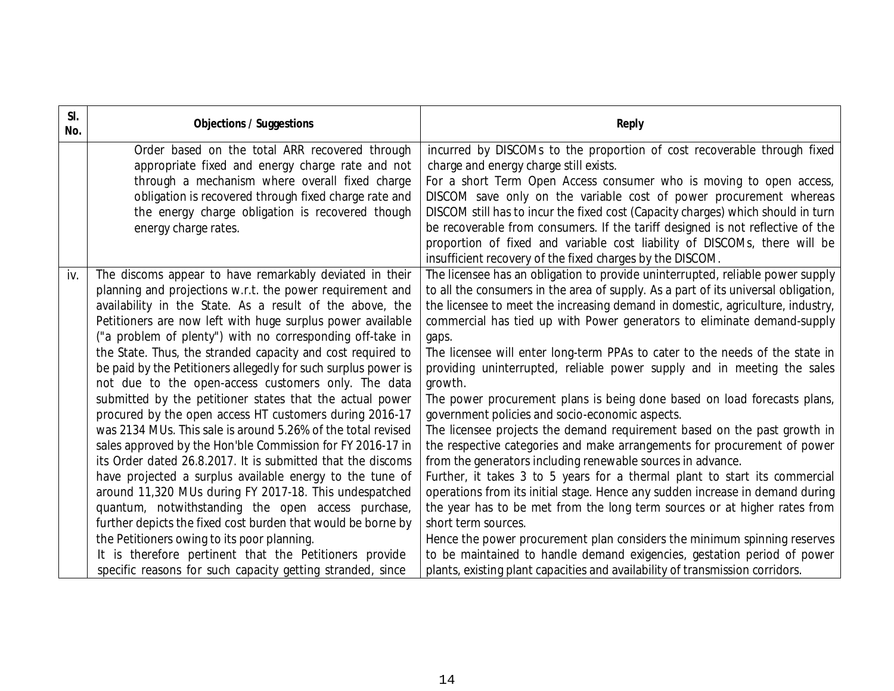| Sl. No. | Objections / Suggestions | Reply |
|---|---|---|
| | Order based on the total ARR recovered through appropriate fixed and energy charge rate and not through a mechanism where overall fixed charge obligation is recovered through fixed charge rate and the energy charge obligation is recovered though energy charge rates. | incurred by DISCOMs to the proportion of cost recoverable through fixed charge and energy charge still exists.<br>For a short Term Open Access consumer who is moving to open access, DISCOM save only on the variable cost of power procurement whereas DISCOM still has to incur the fixed cost (Capacity charges) which should in turn be recoverable from consumers. If the tariff designed is not reflective of the proportion of fixed and variable cost liability of DISCOMs, there will be insufficient recovery of the fixed charges by the DISCOM. |
| iv. | The discoms appear to have remarkably deviated in their planning and projections w.r.t. the power requirement and availability in the State. As a result of the above, the Petitioners are now left with huge surplus power available ("a problem of plenty") with no corresponding off-take in the State. Thus, the stranded capacity and cost required to be paid by the Petitioners allegedly for such surplus power is not due to the open-access customers only. The data submitted by the petitioner states that the actual power procured by the open access HT customers during 2016-17 was 2134 MUs. This sale is around 5.26% of the total revised sales approved by the Hon'ble Commission for FY 2016-17 in its Order dated 26.8.2017. It is submitted that the discoms have projected a surplus available energy to the tune of around 11,320 MUs during FY 2017-18. This undespatched quantum, notwithstanding the open access purchase, further depicts the fixed cost burden that would be borne by the Petitioners owing to its poor planning.<br>It is therefore pertinent that the Petitioners provide specific reasons for such capacity getting stranded, since | The licensee has an obligation to provide uninterrupted, reliable power supply to all the consumers in the area of supply. As a part of its universal obligation, the licensee to meet the increasing demand in domestic, agriculture, industry, commercial has tied up with Power generators to eliminate demand-supply gaps.<br>The licensee will enter long-term PPAs to cater to the needs of the state in providing uninterrupted, reliable power supply and in meeting the sales growth.<br>The power procurement plans is being done based on load forecasts plans, government policies and socio-economic aspects.<br>The licensee projects the demand requirement based on the past growth in the respective categories and make arrangements for procurement of power from the generators including renewable sources in advance.<br>Further, it takes 3 to 5 years for a thermal plant to start its commercial operations from its initial stage. Hence any sudden increase in demand during the year has to be met from the long term sources or at higher rates from short term sources.<br>Hence the power procurement plan considers the minimum spinning reserves to be maintained to handle demand exigencies, gestation period of power plants, existing plant capacities and availability of transmission corridors. |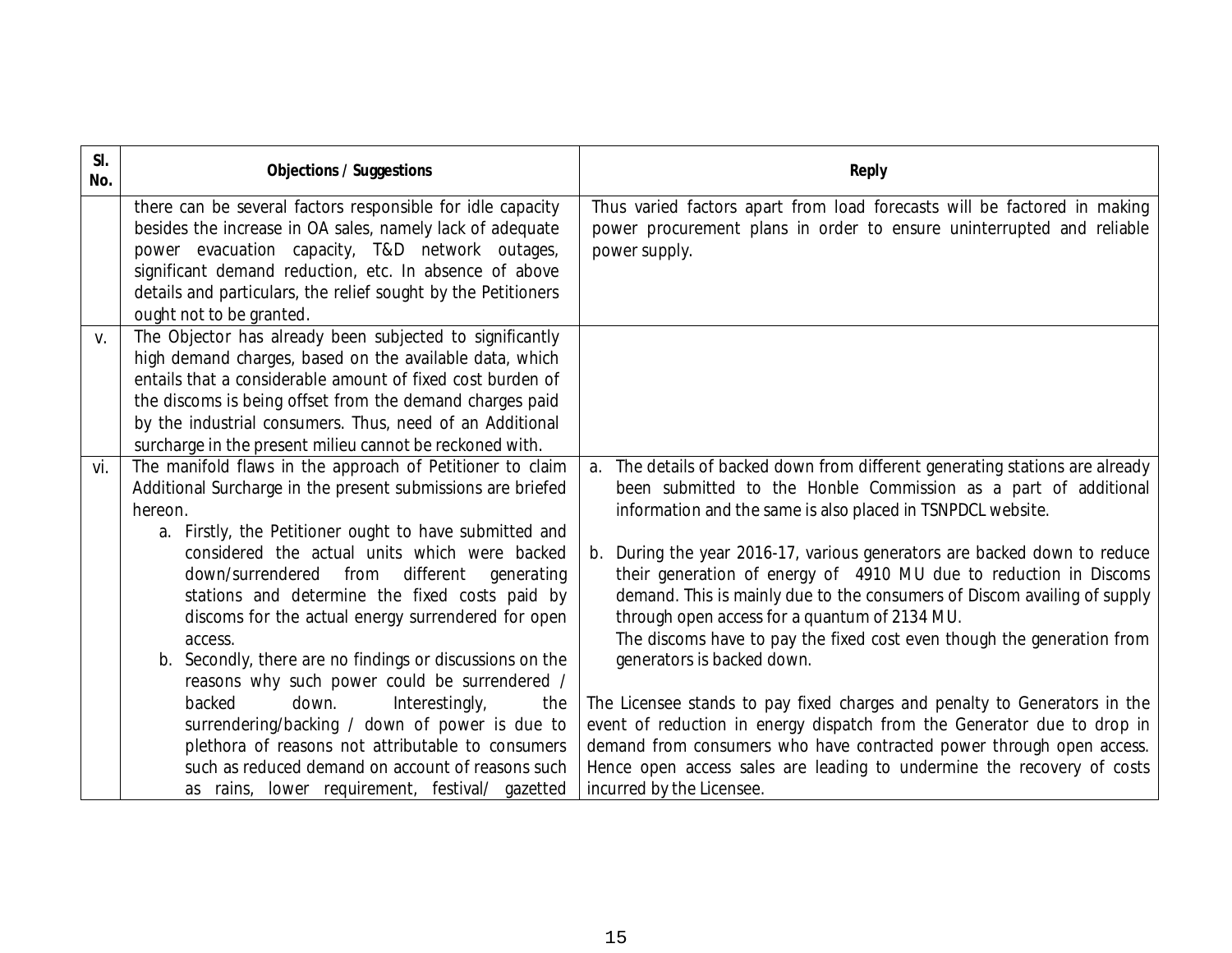| Sl. No. | Objections / Suggestions | Reply |
|---|---|---|
| | there can be several factors responsible for idle capacity besides the increase in OA sales, namely lack of adequate power evacuation capacity, T&D network outages, significant demand reduction, etc. In absence of above details and particulars, the relief sought by the Petitioners ought not to be granted. | Thus varied factors apart from load forecasts will be factored in making power procurement plans in order to ensure uninterrupted and reliable power supply. |
| v. | The Objector has already been subjected to significantly high demand charges, based on the available data, which entails that a considerable amount of fixed cost burden of the discoms is being offset from the demand charges paid by the industrial consumers. Thus, need of an Additional surcharge in the present milieu cannot be reckoned with. | |
| vi. | The manifold flaws in the approach of Petitioner to claim Additional Surcharge in the present submissions are briefed hereon.<br>a. Firstly, the Petitioner ought to have submitted and considered the actual units which were backed down/surrendered from different generating stations and determine the fixed costs paid by discoms for the actual energy surrendered for open access.<br>b. Secondly, there are no findings or discussions on the reasons why such power could be surrendered / backed down. Interestingly, the surrendering/backing / down of power is due to plethora of reasons not attributable to consumers such as reduced demand on account of reasons such as rains, lower requirement, festival/ gazetted | a. The details of backed down from different generating stations are already been submitted to the Honble Commission as a part of additional information and the same is also placed in TSNPDCL website.<br>b. During the year 2016-17, various generators are backed down to reduce their generation of energy of 4910 MU due to reduction in Discoms demand. This is mainly due to the consumers of Discom availing of supply through open access for a quantum of 2134 MU.<br>The discoms have to pay the fixed cost even though the generation from generators is backed down.<br><br>The Licensee stands to pay fixed charges and penalty to Generators in the event of reduction in energy dispatch from the Generator due to drop in demand from consumers who have contracted power through open access. Hence open access sales are leading to undermine the recovery of costs incurred by the Licensee. |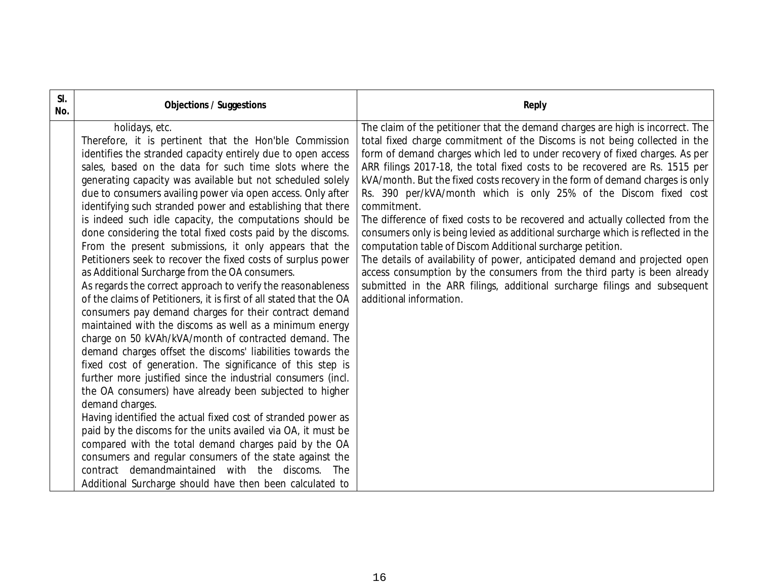| Sl. No. | Objections / Suggestions | Reply |
|---|---|---|
| | holidays, etc.<br>Therefore, it is pertinent that the Hon'ble Commission identifies the stranded capacity entirely due to open access sales, based on the data for such time slots where the generating capacity was available but not scheduled solely due to consumers availing power via open access. Only after identifying such stranded power and establishing that there is indeed such idle capacity, the computations should be done considering the total fixed costs paid by the discoms. From the present submissions, it only appears that the Petitioners seek to recover the fixed costs of surplus power as Additional Surcharge from the OA consumers.<br>As regards the correct approach to verify the reasonableness of the claims of Petitioners, it is first of all stated that the OA consumers pay demand charges for their contract demand maintained with the discoms as well as a minimum energy charge on 50 kVAh/kVA/month of contracted demand. The demand charges offset the discoms' liabilities towards the fixed cost of generation. The significance of this step is further more justified since the industrial consumers (incl. the OA consumers) have already been subjected to higher demand charges.<br>Having identified the actual fixed cost of stranded power as paid by the discoms for the units availed via OA, it must be compared with the total demand charges paid by the OA consumers and regular consumers of the state against the contract demandmaintained with the discoms. The Additional Surcharge should have then been calculated to | The claim of the petitioner that the demand charges are high is incorrect. The total fixed charge commitment of the Discoms is not being collected in the form of demand charges which led to under recovery of fixed charges. As per ARR filings 2017-18, the total fixed costs to be recovered are Rs. 1515 per kVA/month. But the fixed costs recovery in the form of demand charges is only Rs. 390 per/kVA/month which is only 25% of the Discom fixed cost commitment.<br>The difference of fixed costs to be recovered and actually collected from the consumers only is being levied as additional surcharge which is reflected in the computation table of Discom Additional surcharge petition.<br>The details of availability of power, anticipated demand and projected open access consumption by the consumers from the third party is been already submitted in the ARR filings, additional surcharge filings and subsequent additional information. |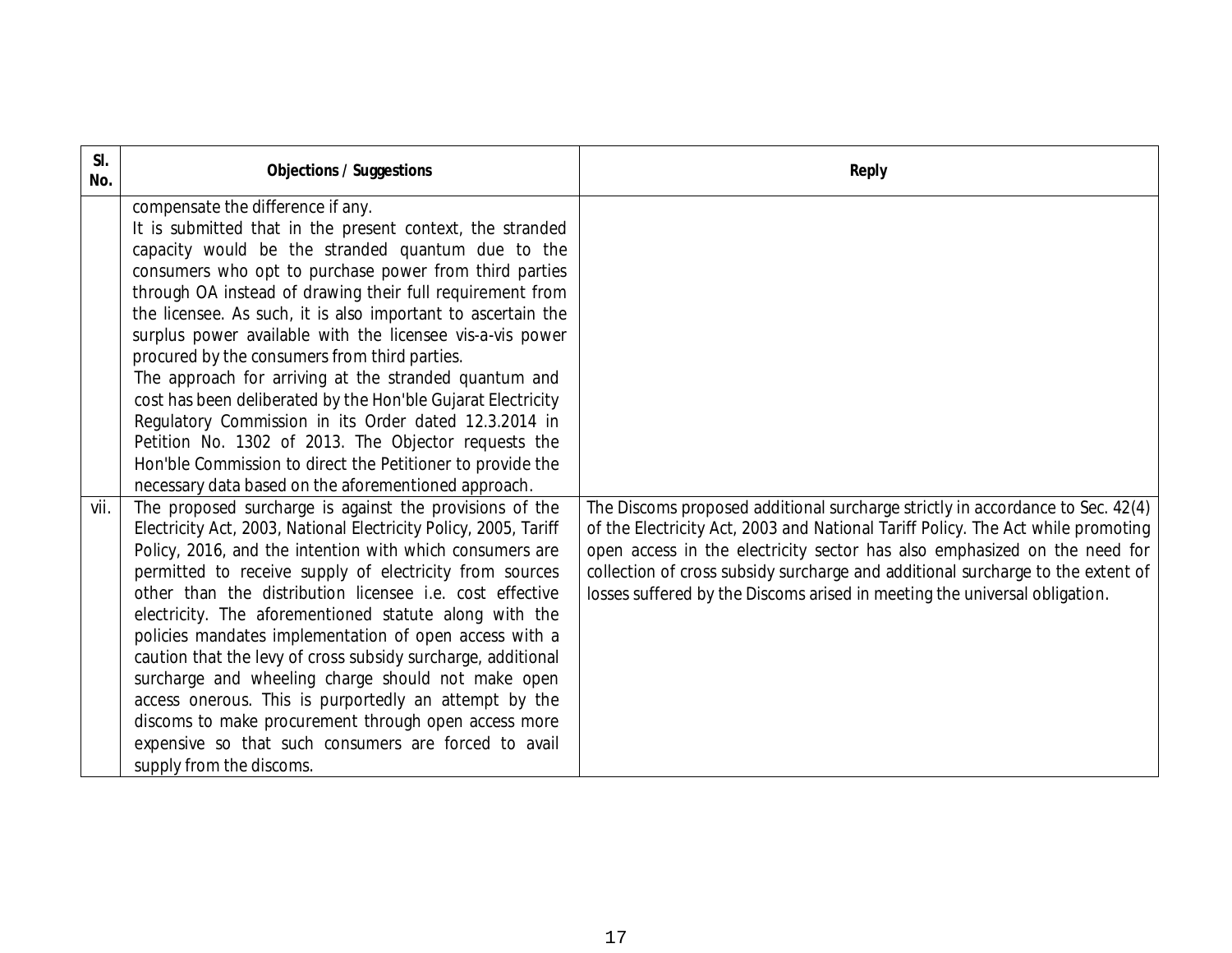| Sl. No. | Objections / Suggestions | Reply |
|---|---|---|
| | compensate the difference if any.<br>It is submitted that in the present context, the stranded capacity would be the stranded quantum due to the consumers who opt to purchase power from third parties through OA instead of drawing their full requirement from the licensee. As such, it is also important to ascertain the surplus power available with the licensee vis-a-vis power procured by the consumers from third parties.<br>The approach for arriving at the stranded quantum and cost has been deliberated by the Hon'ble Gujarat Electricity Regulatory Commission in its Order dated 12.3.2014 in Petition No. 1302 of 2013. The Objector requests the Hon'ble Commission to direct the Petitioner to provide the necessary data based on the aforementioned approach. | |
| vii. | The proposed surcharge is against the provisions of the Electricity Act, 2003, National Electricity Policy, 2005, Tariff Policy, 2016, and the intention with which consumers are permitted to receive supply of electricity from sources other than the distribution licensee i.e. cost effective electricity. The aforementioned statute along with the policies mandates implementation of open access with a caution that the levy of cross subsidy surcharge, additional surcharge and wheeling charge should not make open access onerous. This is purportedly an attempt by the discoms to make procurement through open access more expensive so that such consumers are forced to avail supply from the discoms. | The Discoms proposed additional surcharge strictly in accordance to Sec. 42(4) of the Electricity Act, 2003 and National Tariff Policy. The Act while promoting open access in the electricity sector has also emphasized on the need for collection of cross subsidy surcharge and additional surcharge to the extent of losses suffered by the Discoms arised in meeting the universal obligation. |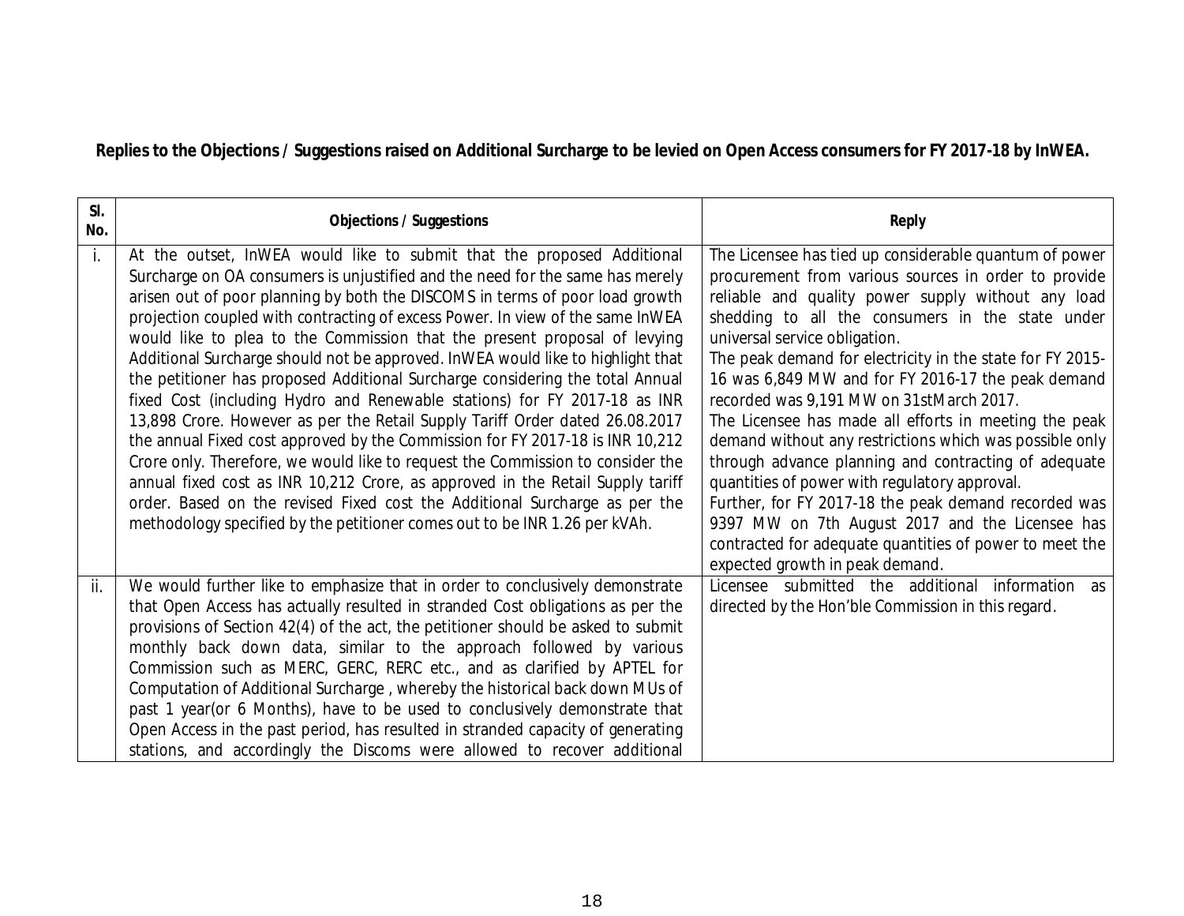**Replies to the Objections / Suggestions raised on Additional Surcharge to be levied on Open Access consumers for FY 2017-18 by InWEA.**

| Sl. No. | Objections / Suggestions | Reply |
|---|---|---|
| i. | At the outset, InWEA would like to submit that the proposed Additional Surcharge on OA consumers is unjustified and the need for the same has merely arisen out of poor planning by both the DISCOMS in terms of poor load growth projection coupled with contracting of excess Power. In view of the same InWEA would like to plea to the Commission that the present proposal of levying Additional Surcharge should not be approved. InWEA would like to highlight that the petitioner has proposed Additional Surcharge considering the total Annual fixed Cost (including Hydro and Renewable stations) for FY 2017-18 as INR 13,898 Crore. However as per the Retail Supply Tariff Order dated 26.08.2017 the annual Fixed cost approved by the Commission for FY 2017-18 is INR 10,212 Crore only. Therefore, we would like to request the Commission to consider the annual fixed cost as INR 10,212 Crore, as approved in the Retail Supply tariff order. Based on the revised Fixed cost the Additional Surcharge as per the methodology specified by the petitioner comes out to be INR 1.26 per kVAh. | The Licensee has tied up considerable quantum of power procurement from various sources in order to provide reliable and quality power supply without any load shedding to all the consumers in the state under universal service obligation.<br>The peak demand for electricity in the state for FY 2015-16 was 6,849 MW and for FY 2016-17 the peak demand recorded was 9,191 MW on 31stMarch 2017.<br>The Licensee has made all efforts in meeting the peak demand without any restrictions which was possible only through advance planning and contracting of adequate quantities of power with regulatory approval.<br>Further, for FY 2017-18 the peak demand recorded was 9397 MW on 7th August 2017 and the Licensee has contracted for adequate quantities of power to meet the expected growth in peak demand. |
| ii. | We would further like to emphasize that in order to conclusively demonstrate that Open Access has actually resulted in stranded Cost obligations as per the provisions of Section 42(4) of the act, the petitioner should be asked to submit monthly back down data, similar to the approach followed by various Commission such as MERC, GERC, RERC etc., and as clarified by APTEL for Computation of Additional Surcharge , whereby the historical back down MUs of past 1 year(or 6 Months), have to be used to conclusively demonstrate that Open Access in the past period, has resulted in stranded capacity of generating stations, and accordingly the Discoms were allowed to recover additional | Licensee submitted the additional information as directed by the Hon'ble Commission in this regard. |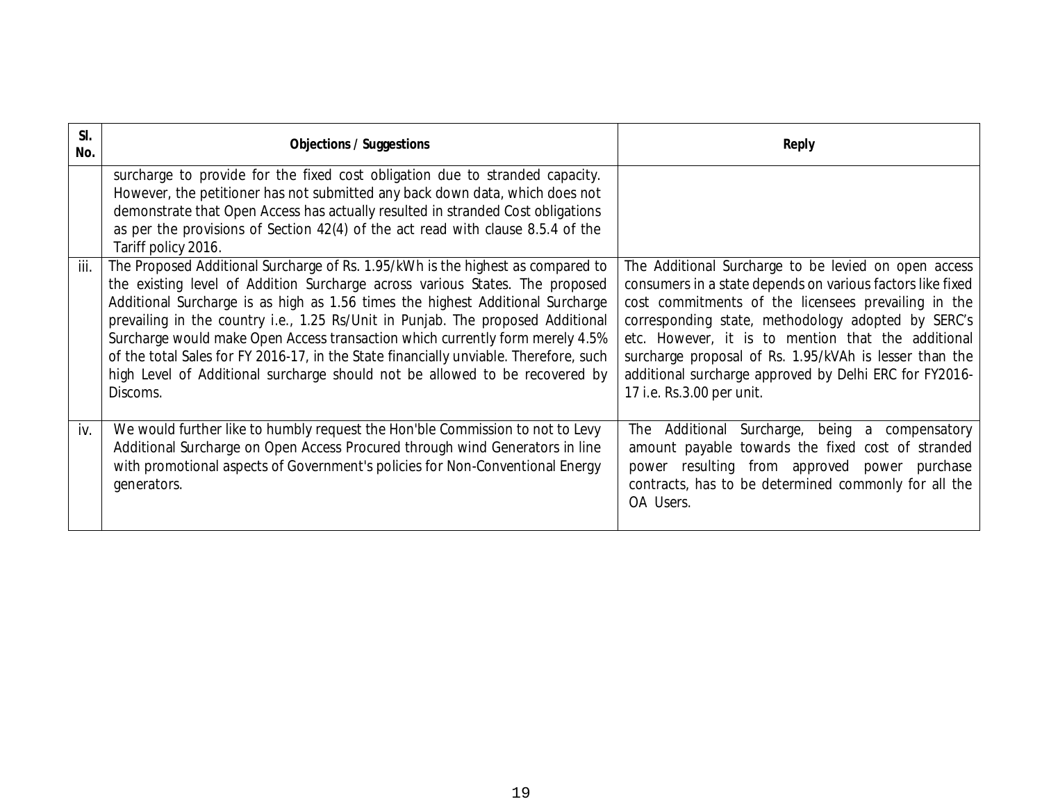| Sl. No. | Objections / Suggestions | Reply |
|---|---|---|
| | surcharge to provide for the fixed cost obligation due to stranded capacity. However, the petitioner has not submitted any back down data, which does not demonstrate that Open Access has actually resulted in stranded Cost obligations as per the provisions of Section 42(4) of the act read with clause 8.5.4 of the Tariff policy 2016. | |
| iii. | The Proposed Additional Surcharge of Rs. 1.95/kWh is the highest as compared to the existing level of Addition Surcharge across various States. The proposed Additional Surcharge is as high as 1.56 times the highest Additional Surcharge prevailing in the country i.e., 1.25 Rs/Unit in Punjab. The proposed Additional Surcharge would make Open Access transaction which currently form merely 4.5% of the total Sales for FY 2016-17, in the State financially unviable. Therefore, such high Level of Additional surcharge should not be allowed to be recovered by Discoms. | The Additional Surcharge to be levied on open access consumers in a state depends on various factors like fixed cost commitments of the licensees prevailing in the corresponding state, methodology adopted by SERC's etc. However, it is to mention that the additional surcharge proposal of Rs. 1.95/kVAh is lesser than the additional surcharge approved by Delhi ERC for FY2016-17 i.e. Rs.3.00 per unit. |
| iv. | We would further like to humbly request the Hon'ble Commission to not to Levy Additional Surcharge on Open Access Procured through wind Generators in line with promotional aspects of Government's policies for Non-Conventional Energy generators. | The Additional Surcharge, being a compensatory amount payable towards the fixed cost of stranded power resulting from approved power purchase contracts, has to be determined commonly for all the OA Users. |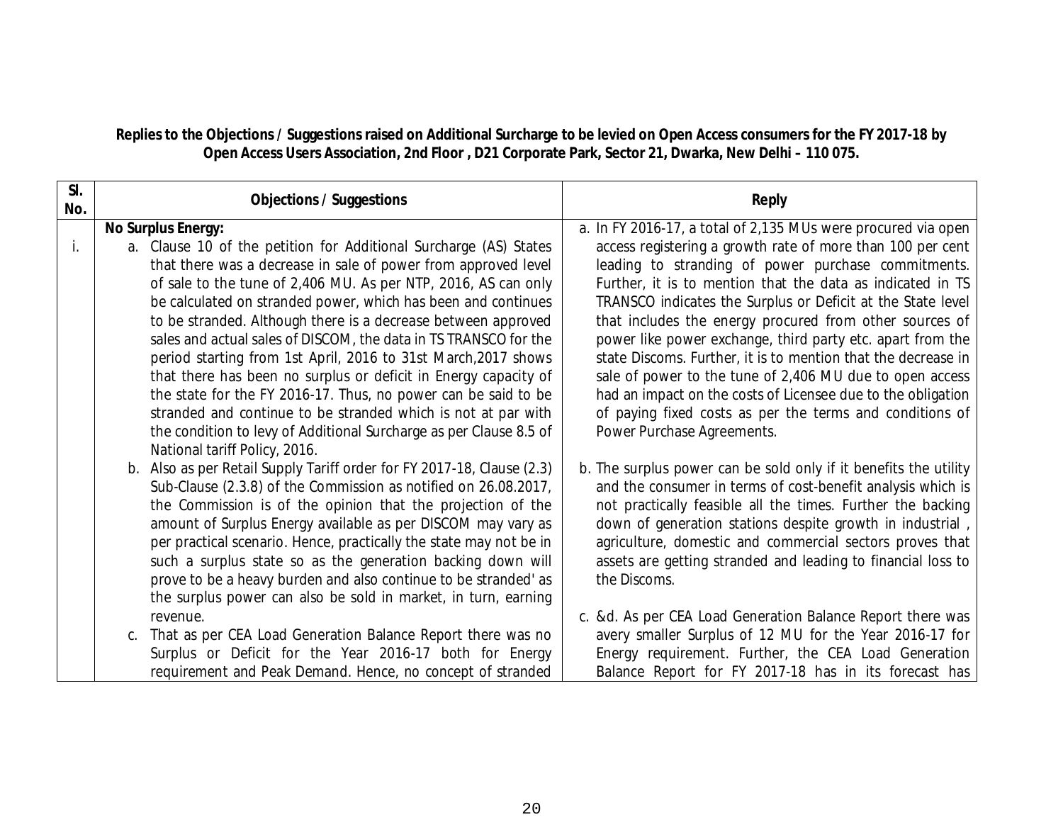**Replies to the Objections / Suggestions raised on Additional Surcharge to be levied on Open Access consumers for the FY 2017-18 by Open Access Users Association, 2nd Floor , D21 Corporate Park, Sector 21, Dwarka, New Delhi – 110 075.**

| Sl. No. | Objections / Suggestions | Reply |
|---|---|---|
| i. | **No Surplus Energy:**<br>a. Clause 10 of the petition for Additional Surcharge (AS) States that there was a decrease in sale of power from approved level of sale to the tune of 2,406 MU. As per NTP, 2016, AS can only be calculated on stranded power, which has been and continues to be stranded. Although there is a decrease between approved sales and actual sales of DISCOM, the data in TS TRANSCO for the period starting from 1st April, 2016 to 31st March,2017 shows that there has been no surplus or deficit in Energy capacity of the state for the FY 2016-17. Thus, no power can be said to be stranded and continue to be stranded which is not at par with the condition to levy of Additional Surcharge as per Clause 8.5 of National tariff Policy, 2016.<br>b. Also as per Retail Supply Tariff order for FY 2017-18, Clause (2.3) Sub-Clause (2.3.8) of the Commission as notified on 26.08.2017, the Commission is of the opinion that the projection of the amount of Surplus Energy available as per DISCOM may vary as per practical scenario. Hence, practically the state may not be in such a surplus state so as the generation backing down will prove to be a heavy burden and also continue to be stranded' as the surplus power can also be sold in market, in turn, earning revenue.<br>c. That as per CEA Load Generation Balance Report there was no Surplus or Deficit for the Year 2016-17 both for Energy requirement and Peak Demand. Hence, no concept of stranded | a. In FY 2016-17, a total of 2,135 MUs were procured via open access registering a growth rate of more than 100 per cent leading to stranding of power purchase commitments. Further, it is to mention that the data as indicated in TS TRANSCO indicates the Surplus or Deficit at the State level that includes the energy procured from other sources of power like power exchange, third party etc. apart from the state Discoms. Further, it is to mention that the decrease in sale of power to the tune of 2,406 MU due to open access had an impact on the costs of Licensee due to the obligation of paying fixed costs as per the terms and conditions of Power Purchase Agreements.<br>b. The surplus power can be sold only if it benefits the utility and the consumer in terms of cost-benefit analysis which is not practically feasible all the times. Further the backing down of generation stations despite growth in industrial , agriculture, domestic and commercial sectors proves that assets are getting stranded and leading to financial loss to the Discoms.<br>c. &d. As per CEA Load Generation Balance Report there was avery smaller Surplus of 12 MU for the Year 2016-17 for Energy requirement. Further, the CEA Load Generation Balance Report for FY 2017-18 has in its forecast has |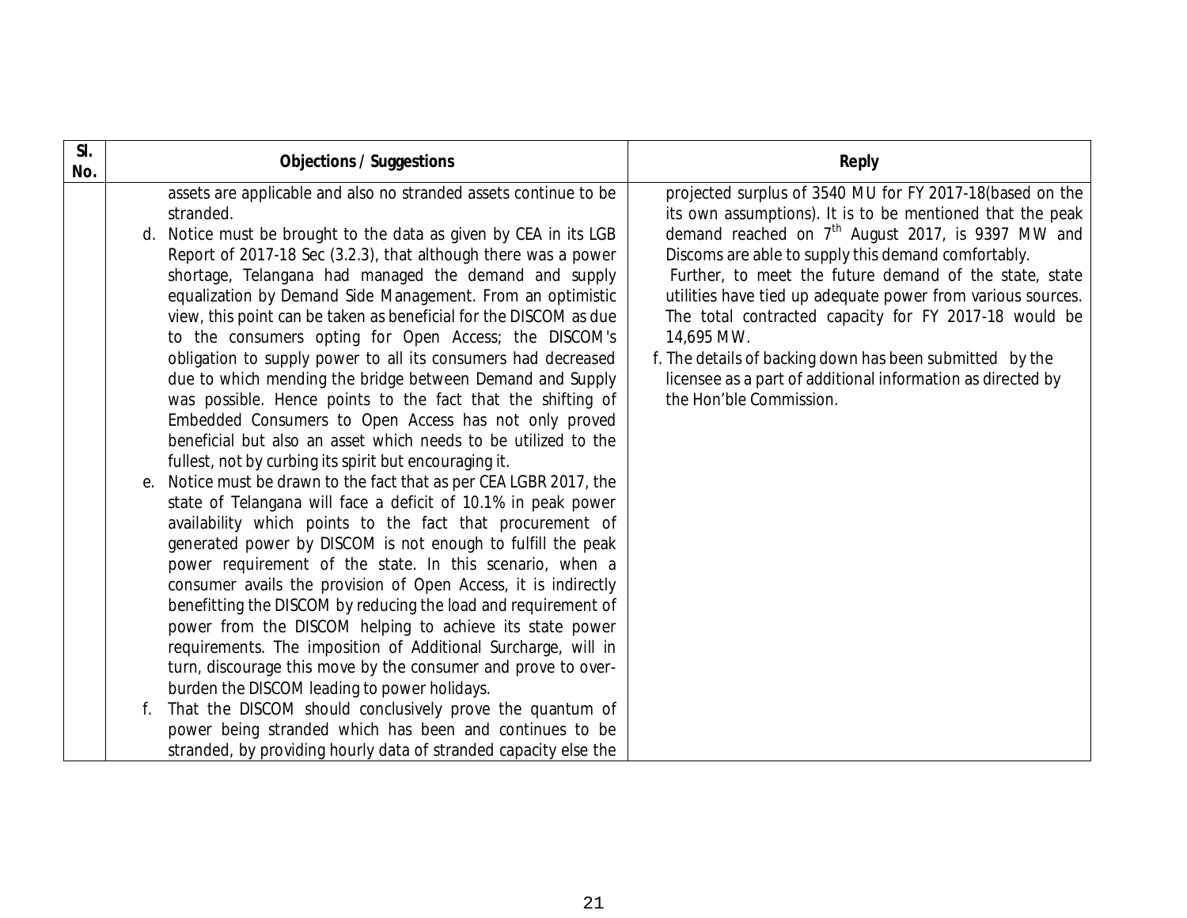| Sl. No. | Objections / Suggestions | Reply |
|---|---|---|
| | assets are applicable and also no stranded assets continue to be stranded.<br>d. Notice must be brought to the data as given by CEA in its LGB Report of 2017-18 Sec (3.2.3), that although there was a power shortage, Telangana had managed the demand and supply equalization by Demand Side Management. From an optimistic view, this point can be taken as beneficial for the DISCOM as due to the consumers opting for Open Access; the DISCOM's obligation to supply power to all its consumers had decreased due to which mending the bridge between Demand and Supply was possible. Hence points to the fact that the shifting of Embedded Consumers to Open Access has not only proved beneficial but also an asset which needs to be utilized to the fullest, not by curbing its spirit but encouraging it.<br>e. Notice must be drawn to the fact that as per CEA LGBR 2017, the state of Telangana will face a deficit of 10.1% in peak power availability which points to the fact that procurement of generated power by DISCOM is not enough to fulfill the peak power requirement of the state. In this scenario, when a consumer avails the provision of Open Access, it is indirectly benefitting the DISCOM by reducing the load and requirement of power from the DISCOM helping to achieve its state power requirements. The imposition of Additional Surcharge, will in turn, discourage this move by the consumer and prove to over-burden the DISCOM leading to power holidays.<br>f. That the DISCOM should conclusively prove the quantum of power being stranded which has been and continues to be stranded, by providing hourly data of stranded capacity else the | projected surplus of 3540 MU for FY 2017-18(based on the its own assumptions). It is to be mentioned that the peak demand reached on 7th August 2017, is 9397 MW and Discoms are able to supply this demand comfortably.<br>Further, to meet the future demand of the state, state utilities have tied up adequate power from various sources. The total contracted capacity for FY 2017-18 would be 14,695 MW.<br>f. The details of backing down has been submitted by the licensee as a part of additional information as directed by the Hon'ble Commission. |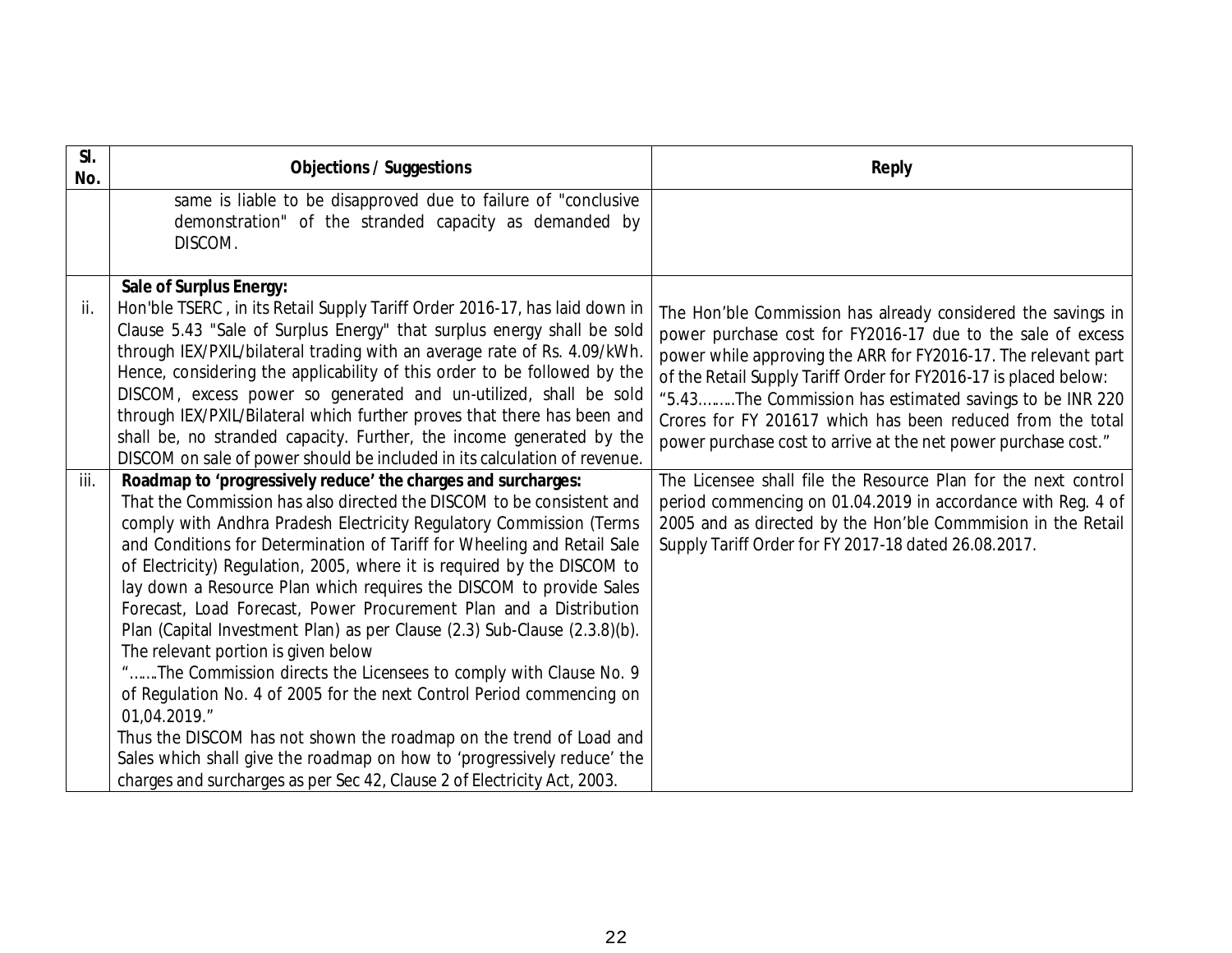| Sl. No. | Objections / Suggestions | Reply |
|---|---|---|
| | same is liable to be disapproved due to failure of "conclusive demonstration" of the stranded capacity as demanded by DISCOM. | |
| ii. | **Sale of Surplus Energy:**<br>Hon'ble TSERC , in its Retail Supply Tariff Order 2016-17, has laid down in Clause 5.43 "Sale of Surplus Energy" that surplus energy shall be sold through IEX/PXIL/bilateral trading with an average rate of Rs. 4.09/kWh. Hence, considering the applicability of this order to be followed by the DISCOM, excess power so generated and un-utilized, shall be sold through IEX/PXIL/Bilateral which further proves that there has been and shall be, no stranded capacity. Further, the income generated by the DISCOM on sale of power should be included in its calculation of revenue. | The Hon'ble Commission has already considered the savings in power purchase cost for FY2016-17 due to the sale of excess power while approving the ARR for FY2016-17. The relevant part of the Retail Supply Tariff Order for FY2016-17 is placed below:<br>"5.43………The Commission has estimated savings to be INR 220 Crores for FY 201617 which has been reduced from the total power purchase cost to arrive at the net power purchase cost." |
| iii. | **Roadmap to 'progressively reduce' the charges and surcharges:**<br>That the Commission has also directed the DISCOM to be consistent and comply with Andhra Pradesh Electricity Regulatory Commission (Terms and Conditions for Determination of Tariff for Wheeling and Retail Sale of Electricity) Regulation, 2005, where it is required by the DISCOM to lay down a Resource Plan which requires the DISCOM to provide Sales Forecast, Load Forecast, Power Procurement Plan and a Distribution Plan (Capital Investment Plan) as per Clause (2.3) Sub-Clause (2.3.8)(b). The relevant portion is given below<br>"…….The Commission directs the Licensees to comply with Clause No. 9 of Regulation No. 4 of 2005 for the next Control Period commencing on 01,04.2019."<br>Thus the DISCOM has not shown the roadmap on the trend of Load and Sales which shall give the roadmap on how to 'progressively reduce' the charges and surcharges as per Sec 42, Clause 2 of Electricity Act, 2003. | The Licensee shall file the Resource Plan for the next control period commencing on 01.04.2019 in accordance with Reg. 4 of 2005 and as directed by the Hon'ble Commmision in the Retail Supply Tariff Order for FY 2017-18 dated 26.08.2017. |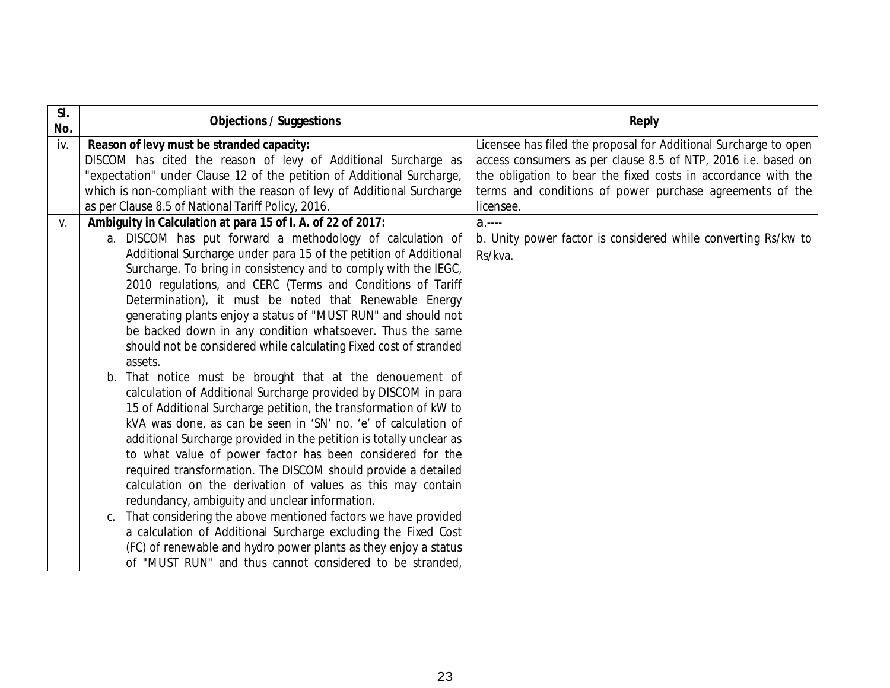| Sl. No. | Objections / Suggestions | Reply |
|---|---|---|
| iv. | **Reason of levy must be stranded capacity:**<br>DISCOM has cited the reason of levy of Additional Surcharge as "expectation" under Clause 12 of the petition of Additional Surcharge, which is non-compliant with the reason of levy of Additional Surcharge as per Clause 8.5 of National Tariff Policy, 2016. | Licensee has filed the proposal for Additional Surcharge to open access consumers as per clause 8.5 of NTP, 2016 i.e. based on the obligation to bear the fixed costs in accordance with the terms and conditions of power purchase agreements of the licensee. |
| v. | **Ambiguity in Calculation at para 15 of I. A. of 22 of 2017:**<br>a. DISCOM has put forward a methodology of calculation of Additional Surcharge under para 15 of the petition of Additional Surcharge. To bring in consistency and to comply with the IEGC, 2010 regulations, and CERC (Terms and Conditions of Tariff Determination), it must be noted that Renewable Energy generating plants enjoy a status of "MUST RUN" and should not be backed down in any condition whatsoever. Thus the same should not be considered while calculating Fixed cost of stranded assets.<br>b. That notice must be brought that at the denouement of calculation of Additional Surcharge provided by DISCOM in para 15 of Additional Surcharge petition, the transformation of kW to kVA was done, as can be seen in 'SN' no. 'e' of calculation of additional Surcharge provided in the petition is totally unclear as to what value of power factor has been considered for the required transformation. The DISCOM should provide a detailed calculation on the derivation of values as this may contain redundancy, ambiguity and unclear information.<br>c. That considering the above mentioned factors we have provided a calculation of Additional Surcharge excluding the Fixed Cost (FC) of renewable and hydro power plants as they enjoy a status of "MUST RUN" and thus cannot considered to be stranded, | a.----<br>b. Unity power factor is considered while converting Rs/kw to Rs/kva. |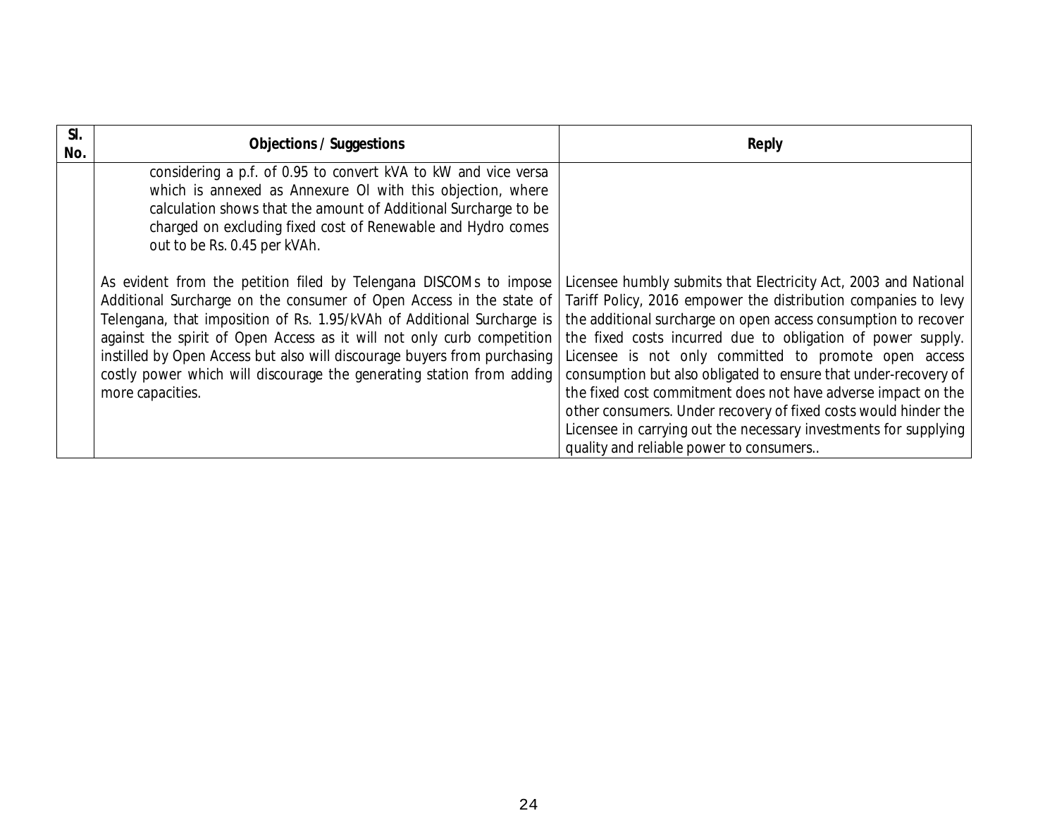| Sl. No. | Objections / Suggestions | Reply |
|---|---|---|
| | considering a p.f. of 0.95 to convert kVA to kW and vice versa which is annexed as Annexure OI with this objection, where calculation shows that the amount of Additional Surcharge to be charged on excluding fixed cost of Renewable and Hydro comes out to be Rs. 0.45 per kVAh. | |
| | As evident from the petition filed by Telengana DISCOMs to impose Additional Surcharge on the consumer of Open Access in the state of Telengana, that imposition of Rs. 1.95/kVAh of Additional Surcharge is against the spirit of Open Access as it will not only curb competition instilled by Open Access but also will discourage buyers from purchasing costly power which will discourage the generating station from adding more capacities. | Licensee humbly submits that Electricity Act, 2003 and National Tariff Policy, 2016 empower the distribution companies to levy the additional surcharge on open access consumption to recover the fixed costs incurred due to obligation of power supply. Licensee is not only committed to promote open access consumption but also obligated to ensure that under-recovery of the fixed cost commitment does not have adverse impact on the other consumers. Under recovery of fixed costs would hinder the Licensee in carrying out the necessary investments for supplying quality and reliable power to consumers.. |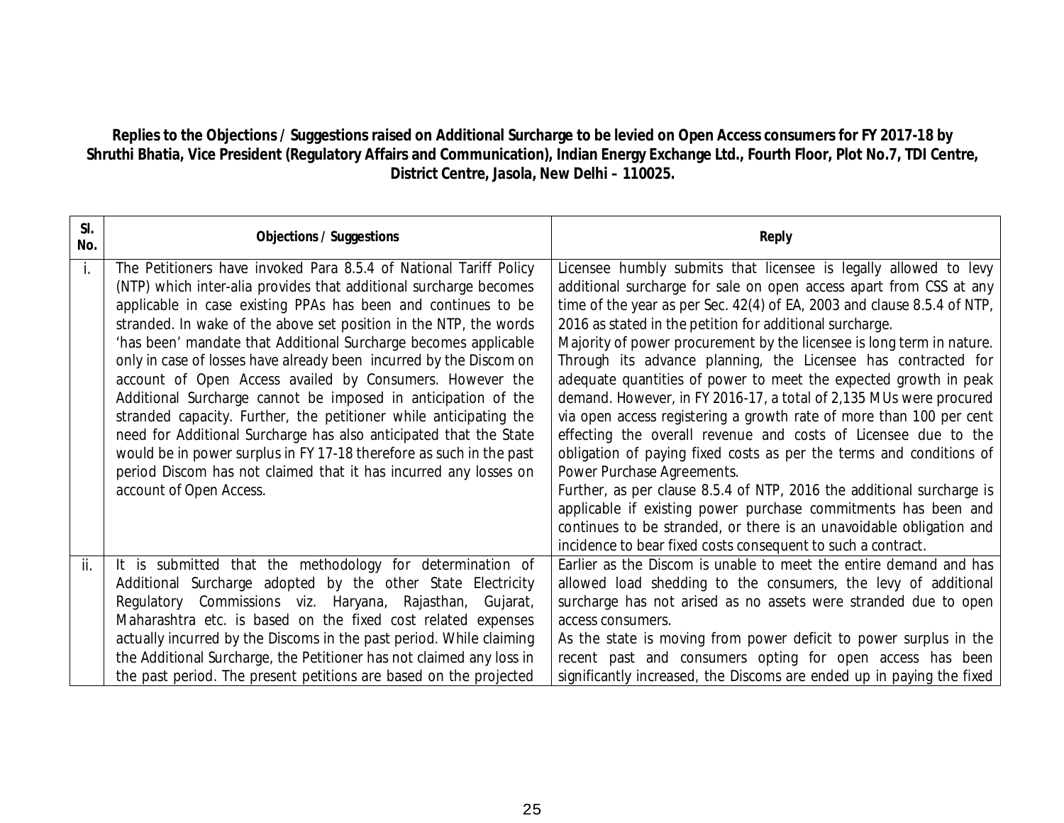**Replies to the Objections / Suggestions raised on Additional Surcharge to be levied on Open Access consumers for FY 2017-18 by Shruthi Bhatia, Vice President (Regulatory Affairs and Communication), Indian Energy Exchange Ltd., Fourth Floor, Plot No.7, TDI Centre, District Centre, Jasola, New Delhi – 110025.**

| Sl. No. | Objections / Suggestions | Reply |
|---|---|---|
| i. | The Petitioners have invoked Para 8.5.4 of National Tariff Policy (NTP) which inter-alia provides that additional surcharge becomes applicable in case existing PPAs has been and continues to be stranded. In wake of the above set position in the NTP, the words 'has been' mandate that Additional Surcharge becomes applicable only in case of losses have already been incurred by the Discom on account of Open Access availed by Consumers. However the Additional Surcharge cannot be imposed in anticipation of the stranded capacity. Further, the petitioner while anticipating the need for Additional Surcharge has also anticipated that the State would be in power surplus in FY 17-18 therefore as such in the past period Discom has not claimed that it has incurred any losses on account of Open Access. | Licensee humbly submits that licensee is legally allowed to levy additional surcharge for sale on open access apart from CSS at any time of the year as per Sec. 42(4) of EA, 2003 and clause 8.5.4 of NTP, 2016 as stated in the petition for additional surcharge.<br>Majority of power procurement by the licensee is long term in nature. Through its advance planning, the Licensee has contracted for adequate quantities of power to meet the expected growth in peak demand. However, in FY 2016-17, a total of 2,135 MUs were procured via open access registering a growth rate of more than 100 per cent effecting the overall revenue and costs of Licensee due to the obligation of paying fixed costs as per the terms and conditions of Power Purchase Agreements.<br>Further, as per clause 8.5.4 of NTP, 2016 the additional surcharge is applicable if existing power purchase commitments has been and continues to be stranded, or there is an unavoidable obligation and incidence to bear fixed costs consequent to such a contract. |
| ii. | It is submitted that the methodology for determination of Additional Surcharge adopted by the other State Electricity Regulatory Commissions viz. Haryana, Rajasthan, Gujarat, Maharashtra etc. is based on the fixed cost related expenses actually incurred by the Discoms in the past period. While claiming the Additional Surcharge, the Petitioner has not claimed any loss in the past period. The present petitions are based on the projected | Earlier as the Discom is unable to meet the entire demand and has allowed load shedding to the consumers, the levy of additional surcharge has not arised as no assets were stranded due to open access consumers.<br>As the state is moving from power deficit to power surplus in the recent past and consumers opting for open access has been significantly increased, the Discoms are ended up in paying the fixed |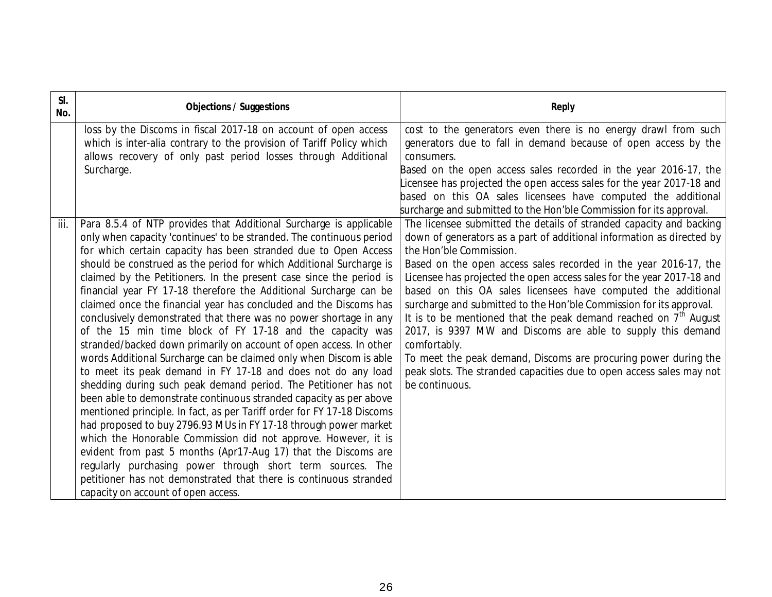| Sl. No. | Objections / Suggestions | Reply |
|---|---|---|
| | loss by the Discoms in fiscal 2017-18 on account of open access which is inter-alia contrary to the provision of Tariff Policy which allows recovery of only past period losses through Additional Surcharge. | cost to the generators even there is no energy drawl from such generators due to fall in demand because of open access by the consumers.<br>Based on the open access sales recorded in the year 2016-17, the Licensee has projected the open access sales for the year 2017-18 and based on this OA sales licensees have computed the additional surcharge and submitted to the Hon'ble Commission for its approval. |
| iii. | Para 8.5.4 of NTP provides that Additional Surcharge is applicable only when capacity 'continues' to be stranded. The continuous period for which certain capacity has been stranded due to Open Access should be construed as the period for which Additional Surcharge is claimed by the Petitioners. In the present case since the period is financial year FY 17-18 therefore the Additional Surcharge can be claimed once the financial year has concluded and the Discoms has conclusively demonstrated that there was no power shortage in any of the 15 min time block of FY 17-18 and the capacity was stranded/backed down primarily on account of open access. In other words Additional Surcharge can be claimed only when Discom is able to meet its peak demand in FY 17-18 and does not do any load shedding during such peak demand period. The Petitioner has not been able to demonstrate continuous stranded capacity as per above mentioned principle. In fact, as per Tariff order for FY 17-18 Discoms had proposed to buy 2796.93 MUs in FY 17-18 through power market which the Honorable Commission did not approve. However, it is evident from past 5 months (Apr17-Aug 17) that the Discoms are regularly purchasing power through short term sources. The petitioner has not demonstrated that there is continuous stranded capacity on account of open access. | The licensee submitted the details of stranded capacity and backing down of generators as a part of additional information as directed by the Hon'ble Commission.<br>Based on the open access sales recorded in the year 2016-17, the Licensee has projected the open access sales for the year 2017-18 and based on this OA sales licensees have computed the additional surcharge and submitted to the Hon'ble Commission for its approval.<br>It is to be mentioned that the peak demand reached on 7th August 2017, is 9397 MW and Discoms are able to supply this demand comfortably.<br>To meet the peak demand, Discoms are procuring power during the peak slots. The stranded capacities due to open access sales may not be continuous. |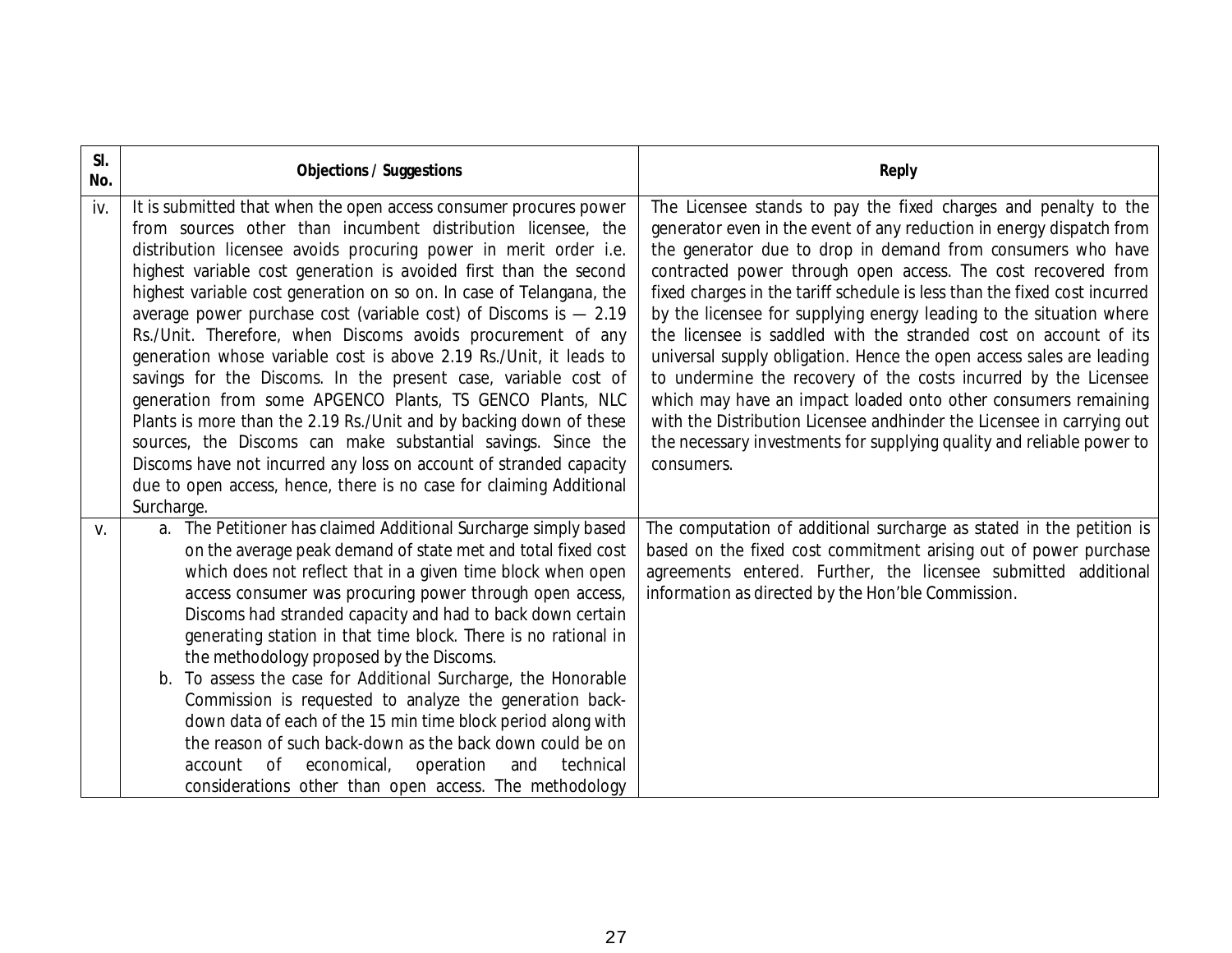| Sl. No. | Objections / Suggestions | Reply |
|---|---|---|
| iv. | It is submitted that when the open access consumer procures power from sources other than incumbent distribution licensee, the distribution licensee avoids procuring power in merit order i.e. highest variable cost generation is avoided first than the second highest variable cost generation on so on. In case of Telangana, the average power purchase cost (variable cost) of Discoms is — 2.19 Rs./Unit. Therefore, when Discoms avoids procurement of any generation whose variable cost is above 2.19 Rs./Unit, it leads to savings for the Discoms. In the present case, variable cost of generation from some APGENCO Plants, TS GENCO Plants, NLC Plants is more than the 2.19 Rs./Unit and by backing down of these sources, the Discoms can make substantial savings. Since the Discoms have not incurred any loss on account of stranded capacity due to open access, hence, there is no case for claiming Additional Surcharge. | The Licensee stands to pay the fixed charges and penalty to the generator even in the event of any reduction in energy dispatch from the generator due to drop in demand from consumers who have contracted power through open access. The cost recovered from fixed charges in the tariff schedule is less than the fixed cost incurred by the licensee for supplying energy leading to the situation where the licensee is saddled with the stranded cost on account of its universal supply obligation. Hence the open access sales are leading to undermine the recovery of the costs incurred by the Licensee which may have an impact loaded onto other consumers remaining with the Distribution Licensee andhinder the Licensee in carrying out the necessary investments for supplying quality and reliable power to consumers. |
| v. | a. The Petitioner has claimed Additional Surcharge simply based on the average peak demand of state met and total fixed cost which does not reflect that in a given time block when open access consumer was procuring power through open access, Discoms had stranded capacity and had to back down certain generating station in that time block. There is no rational in the methodology proposed by the Discoms.<br>b. To assess the case for Additional Surcharge, the Honorable Commission is requested to analyze the generation back-down data of each of the 15 min time block period along with the reason of such back-down as the back down could be on account of economical, operation and technical considerations other than open access. The methodology | The computation of additional surcharge as stated in the petition is based on the fixed cost commitment arising out of power purchase agreements entered. Further, the licensee submitted additional information as directed by the Hon'ble Commission. |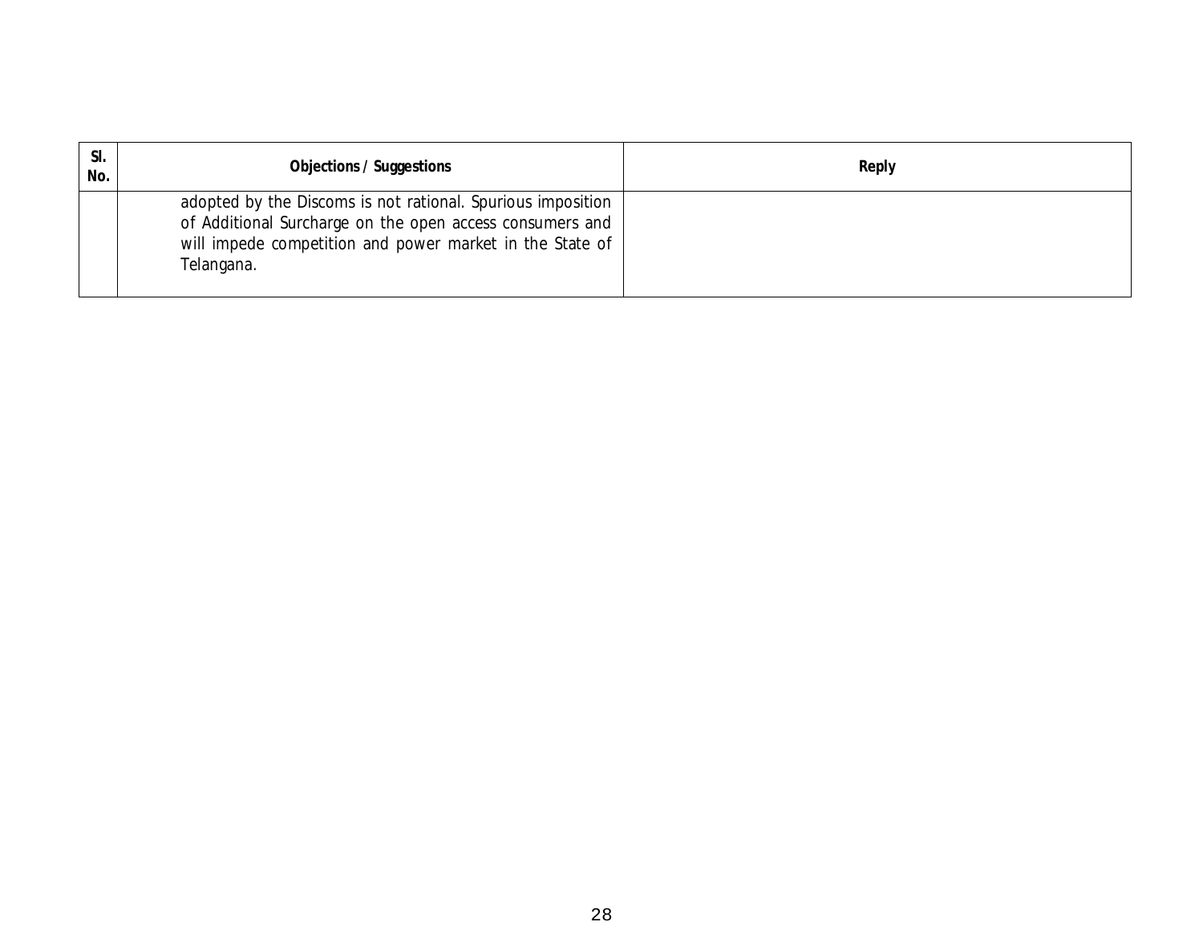| Sl. No. | Objections / Suggestions | Reply |
|---|---|---|
| | adopted by the Discoms is not rational. Spurious imposition of Additional Surcharge on the open access consumers and will impede competition and power market in the State of Telangana. | |